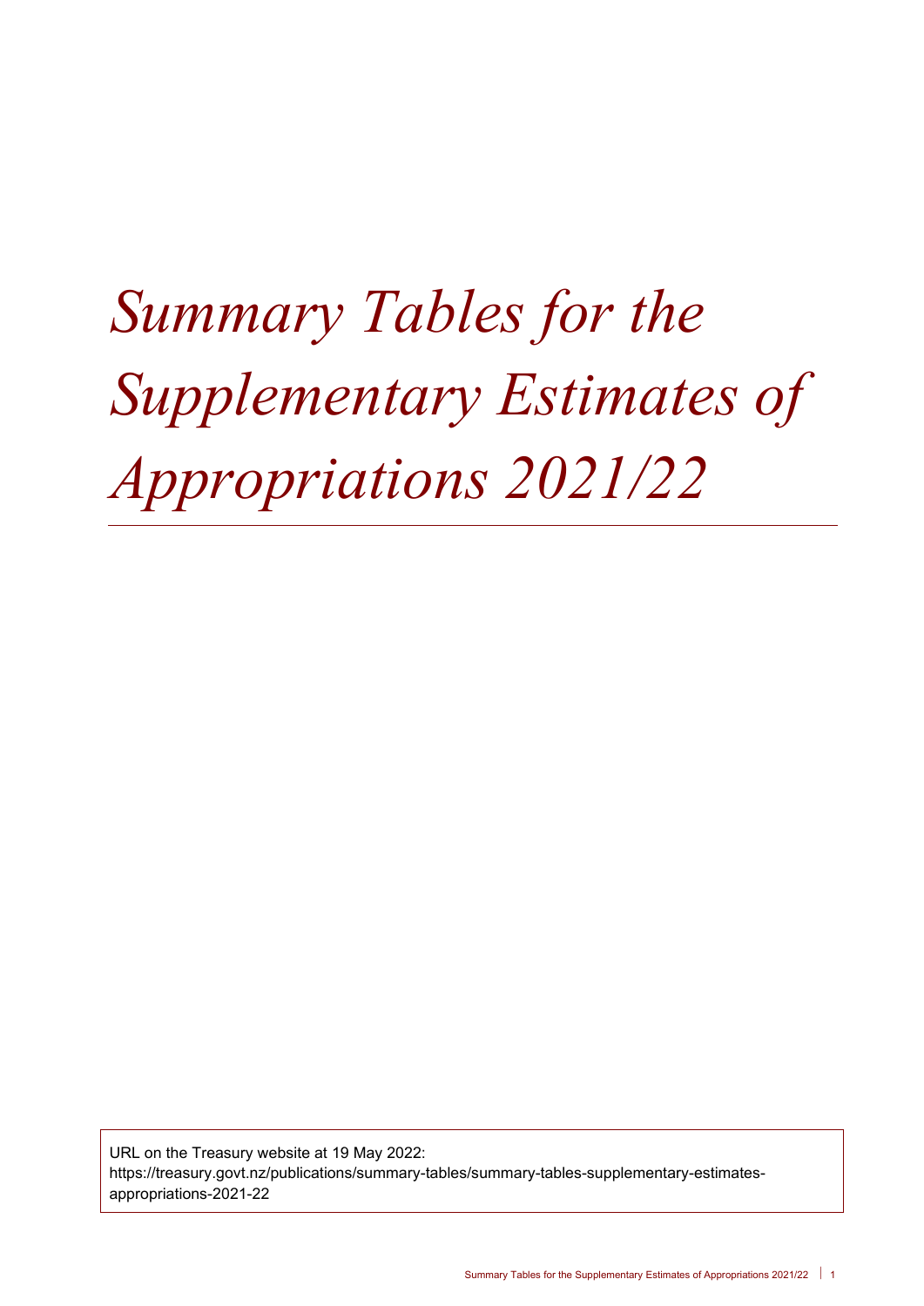# *Summary Tables for the Supplementary Estimates of Appropriations 2021/22*

URL on the Treasury website at 19 May 2022:
https://treasury.govt.nz/publications/summary-tables/summary-tables-supplementary-estimates-appropriations-2021-22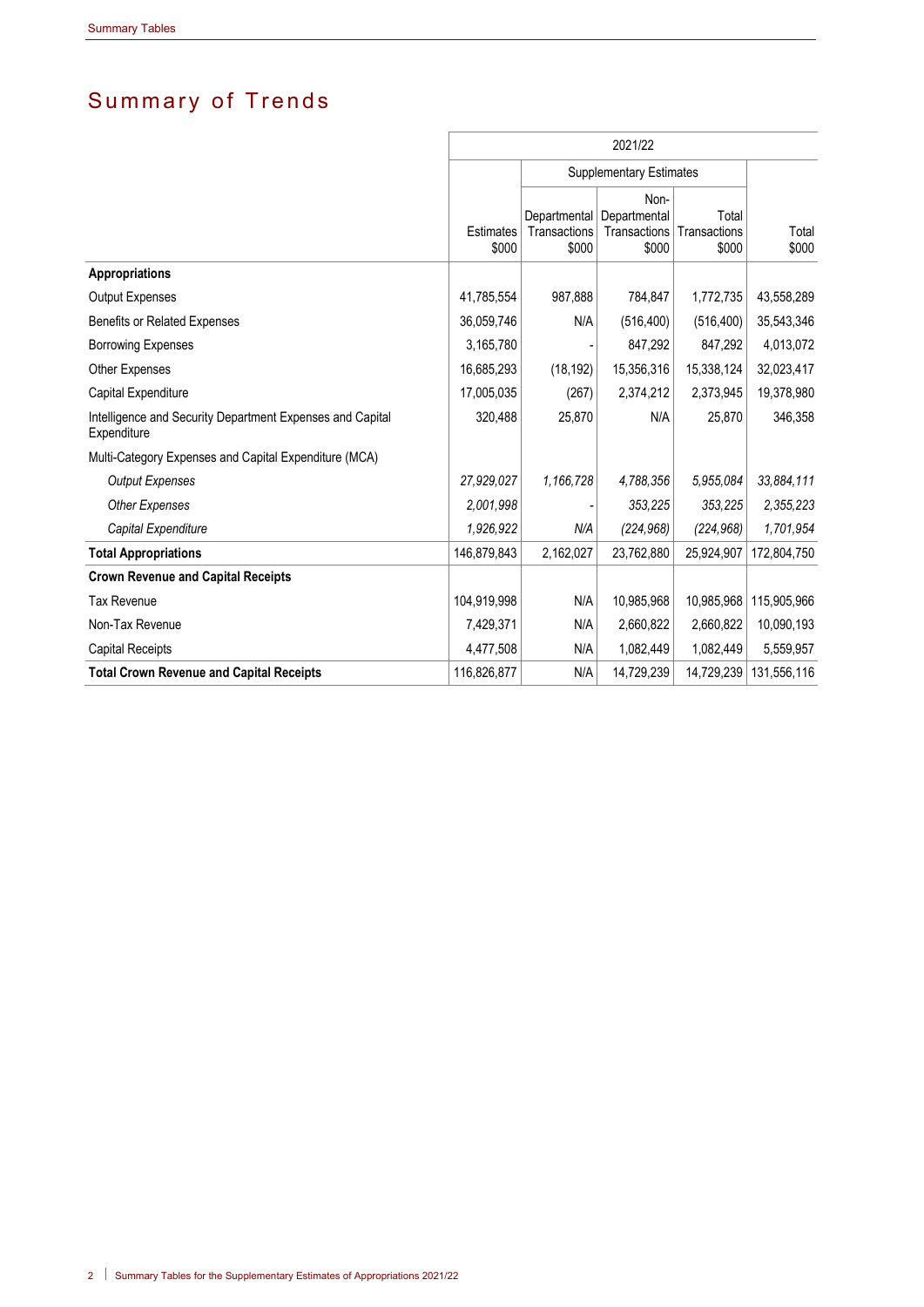# Summary of Trends

| | 2021/22 | | | | |
|---|---|---|---|---|---|
| | | Supplementary Estimates | | | |
| | Estimates $000 | Departmental Transactions $000 | Non-Departmental Transactions $000 | Total Transactions $000 | Total $000 |
| **Appropriations** | | | | | |
| Output Expenses | 41,785,554 | 987,888 | 784,847 | 1,772,735 | 43,558,289 |
| Benefits or Related Expenses | 36,059,746 | N/A | (516,400) | (516,400) | 35,543,346 |
| Borrowing Expenses | 3,165,780 | - | 847,292 | 847,292 | 4,013,072 |
| Other Expenses | 16,685,293 | (18,192) | 15,356,316 | 15,338,124 | 32,023,417 |
| Capital Expenditure | 17,005,035 | (267) | 2,374,212 | 2,373,945 | 19,378,980 |
| Intelligence and Security Department Expenses and Capital Expenditure | 320,488 | 25,870 | N/A | 25,870 | 346,358 |
| Multi-Category Expenses and Capital Expenditure (MCA) | | | | | |
| *Output Expenses* | *27,929,027* | *1,166,728* | *4,788,356* | *5,955,084* | *33,884,111* |
| *Other Expenses* | *2,001,998* | *-* | *353,225* | *353,225* | *2,355,223* |
| *Capital Expenditure* | *1,926,922* | *N/A* | *(224,968)* | *(224,968)* | *1,701,954* |
| **Total Appropriations** | 146,879,843 | 2,162,027 | 23,762,880 | 25,924,907 | 172,804,750 |
| **Crown Revenue and Capital Receipts** | | | | | |
| Tax Revenue | 104,919,998 | N/A | 10,985,968 | 10,985,968 | 115,905,966 |
| Non-Tax Revenue | 7,429,371 | N/A | 2,660,822 | 2,660,822 | 10,090,193 |
| Capital Receipts | 4,477,508 | N/A | 1,082,449 | 1,082,449 | 5,559,957 |
| **Total Crown Revenue and Capital Receipts** | 116,826,877 | N/A | 14,729,239 | 14,729,239 | 131,556,116 |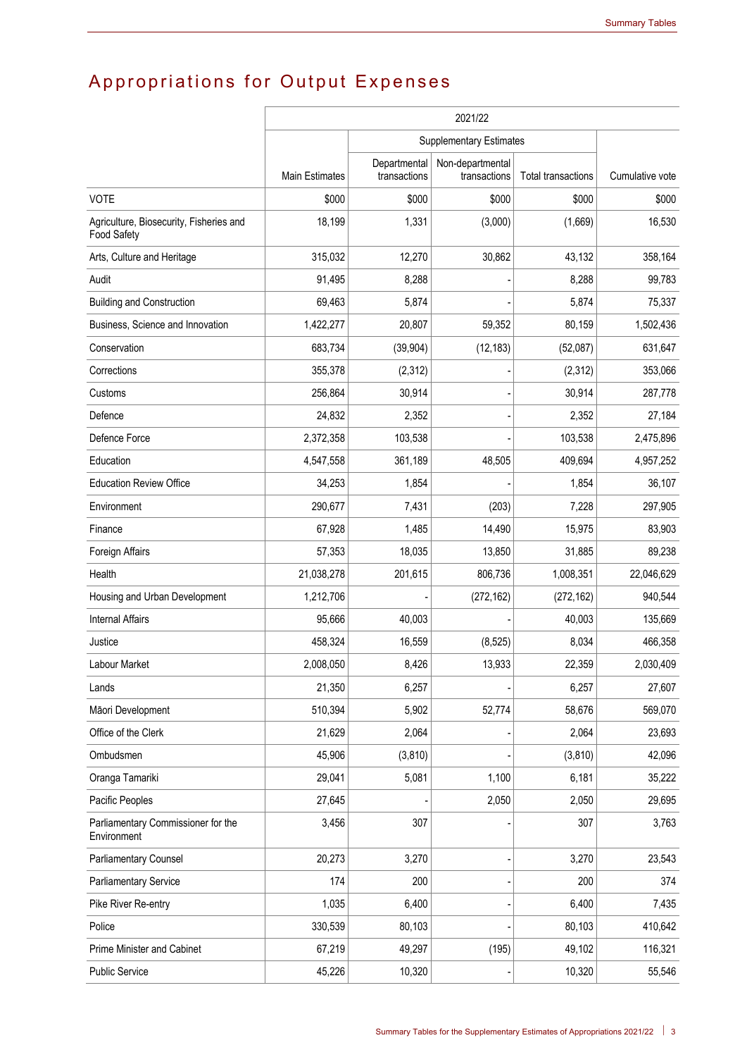# Appropriations for Output Expenses

| | 2021/22 | | | | |
|---|---|---|---|---|---|
| | | Supplementary Estimates | | | |
| | Main Estimates | Departmental transactions | Non-departmental transactions | Total transactions | Cumulative vote |
| VOTE | $000 | $000 | $000 | $000 | $000 |
| Agriculture, Biosecurity, Fisheries and Food Safety | 18,199 | 1,331 | (3,000) | (1,669) | 16,530 |
| Arts, Culture and Heritage | 315,032 | 12,270 | 30,862 | 43,132 | 358,164 |
| Audit | 91,495 | 8,288 | - | 8,288 | 99,783 |
| Building and Construction | 69,463 | 5,874 | - | 5,874 | 75,337 |
| Business, Science and Innovation | 1,422,277 | 20,807 | 59,352 | 80,159 | 1,502,436 |
| Conservation | 683,734 | (39,904) | (12,183) | (52,087) | 631,647 |
| Corrections | 355,378 | (2,312) | - | (2,312) | 353,066 |
| Customs | 256,864 | 30,914 | - | 30,914 | 287,778 |
| Defence | 24,832 | 2,352 | - | 2,352 | 27,184 |
| Defence Force | 2,372,358 | 103,538 | - | 103,538 | 2,475,896 |
| Education | 4,547,558 | 361,189 | 48,505 | 409,694 | 4,957,252 |
| Education Review Office | 34,253 | 1,854 | - | 1,854 | 36,107 |
| Environment | 290,677 | 7,431 | (203) | 7,228 | 297,905 |
| Finance | 67,928 | 1,485 | 14,490 | 15,975 | 83,903 |
| Foreign Affairs | 57,353 | 18,035 | 13,850 | 31,885 | 89,238 |
| Health | 21,038,278 | 201,615 | 806,736 | 1,008,351 | 22,046,629 |
| Housing and Urban Development | 1,212,706 | - | (272,162) | (272,162) | 940,544 |
| Internal Affairs | 95,666 | 40,003 | - | 40,003 | 135,669 |
| Justice | 458,324 | 16,559 | (8,525) | 8,034 | 466,358 |
| Labour Market | 2,008,050 | 8,426 | 13,933 | 22,359 | 2,030,409 |
| Lands | 21,350 | 6,257 | - | 6,257 | 27,607 |
| Māori Development | 510,394 | 5,902 | 52,774 | 58,676 | 569,070 |
| Office of the Clerk | 21,629 | 2,064 | - | 2,064 | 23,693 |
| Ombudsmen | 45,906 | (3,810) | - | (3,810) | 42,096 |
| Oranga Tamariki | 29,041 | 5,081 | 1,100 | 6,181 | 35,222 |
| Pacific Peoples | 27,645 | - | 2,050 | 2,050 | 29,695 |
| Parliamentary Commissioner for the Environment | 3,456 | 307 | - | 307 | 3,763 |
| Parliamentary Counsel | 20,273 | 3,270 | - | 3,270 | 23,543 |
| Parliamentary Service | 174 | 200 | - | 200 | 374 |
| Pike River Re-entry | 1,035 | 6,400 | - | 6,400 | 7,435 |
| Police | 330,539 | 80,103 | - | 80,103 | 410,642 |
| Prime Minister and Cabinet | 67,219 | 49,297 | (195) | 49,102 | 116,321 |
| Public Service | 45,226 | 10,320 | - | 10,320 | 55,546 |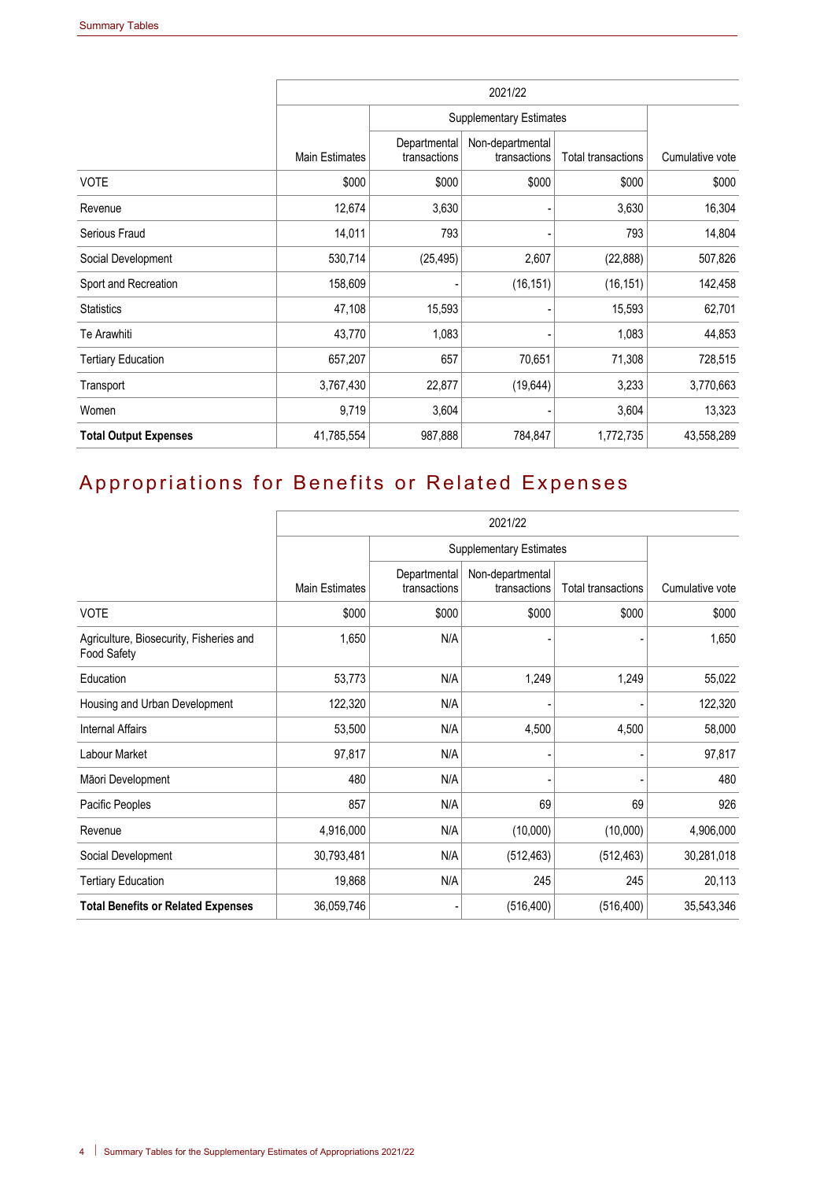| | 2021/22 | | | | |
|---|---|---|---|---|---|
| | | Supplementary Estimates | | | |
| | Main Estimates | Departmental transactions | Non-departmental transactions | Total transactions | Cumulative vote |
| VOTE | $000 | $000 | $000 | $000 | $000 |
| Revenue | 12,674 | 3,630 | - | 3,630 | 16,304 |
| Serious Fraud | 14,011 | 793 | - | 793 | 14,804 |
| Social Development | 530,714 | (25,495) | 2,607 | (22,888) | 507,826 |
| Sport and Recreation | 158,609 | - | (16,151) | (16,151) | 142,458 |
| Statistics | 47,108 | 15,593 | - | 15,593 | 62,701 |
| Te Arawhiti | 43,770 | 1,083 | - | 1,083 | 44,853 |
| Tertiary Education | 657,207 | 657 | 70,651 | 71,308 | 728,515 |
| Transport | 3,767,430 | 22,877 | (19,644) | 3,233 | 3,770,663 |
| Women | 9,719 | 3,604 | - | 3,604 | 13,323 |
| **Total Output Expenses** | 41,785,554 | 987,888 | 784,847 | 1,772,735 | 43,558,289 |

## Appropriations for Benefits or Related Expenses

| | 2021/22 | | | | |
|---|---|---|---|---|---|
| | | Supplementary Estimates | | | |
| | Main Estimates | Departmental transactions | Non-departmental transactions | Total transactions | Cumulative vote |
| VOTE | $000 | $000 | $000 | $000 | $000 |
| Agriculture, Biosecurity, Fisheries and Food Safety | 1,650 | N/A | - | - | 1,650 |
| Education | 53,773 | N/A | 1,249 | 1,249 | 55,022 |
| Housing and Urban Development | 122,320 | N/A | - | - | 122,320 |
| Internal Affairs | 53,500 | N/A | 4,500 | 4,500 | 58,000 |
| Labour Market | 97,817 | N/A | - | - | 97,817 |
| Māori Development | 480 | N/A | - | - | 480 |
| Pacific Peoples | 857 | N/A | 69 | 69 | 926 |
| Revenue | 4,916,000 | N/A | (10,000) | (10,000) | 4,906,000 |
| Social Development | 30,793,481 | N/A | (512,463) | (512,463) | 30,281,018 |
| Tertiary Education | 19,868 | N/A | 245 | 245 | 20,113 |
| **Total Benefits or Related Expenses** | 36,059,746 | - | (516,400) | (516,400) | 35,543,346 |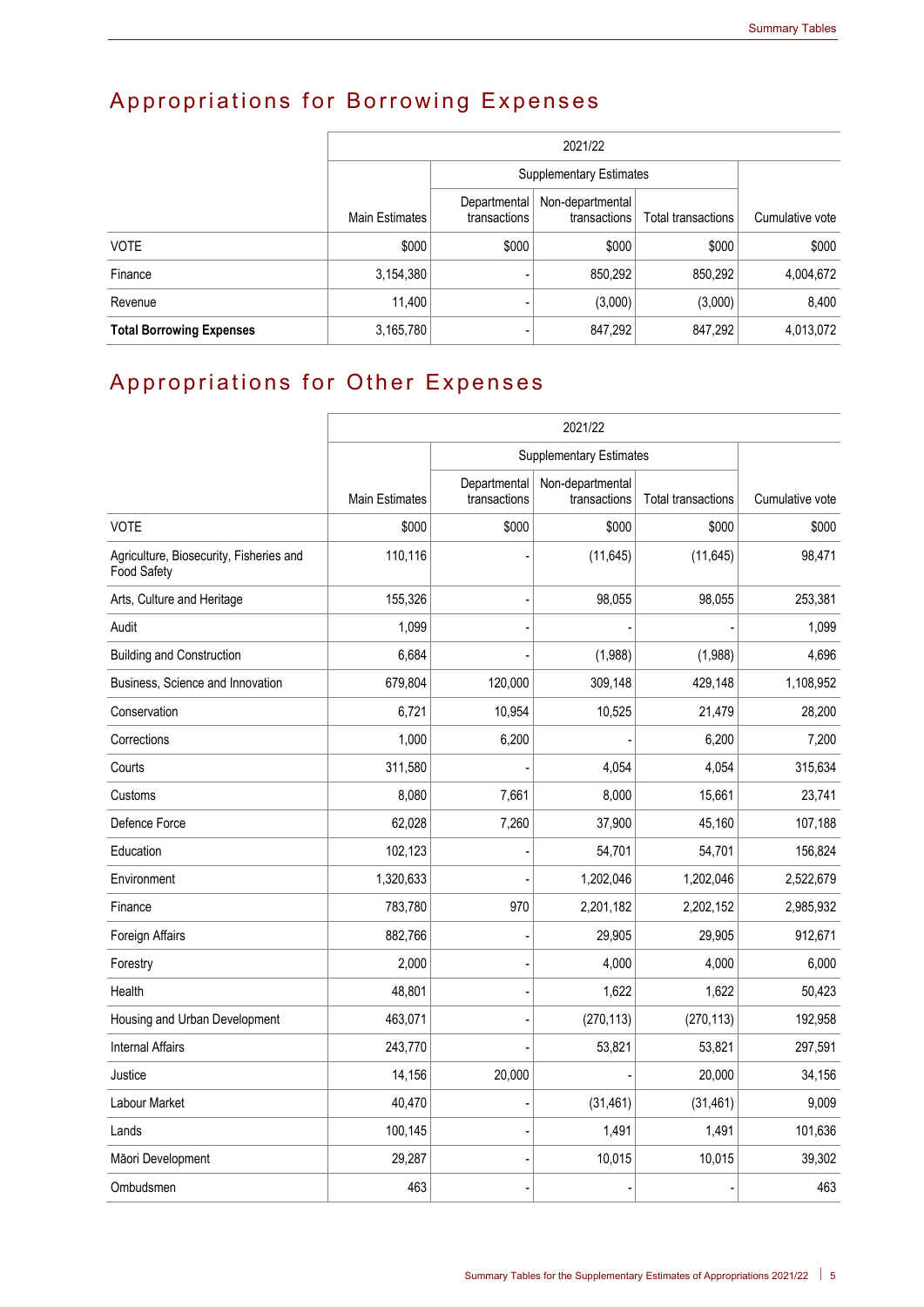## Appropriations for Borrowing Expenses

| | 2021/22 | | | | |
|---|---|---|---|---|---|
| | | Supplementary Estimates | | | |
| | Main Estimates | Departmental transactions | Non-departmental transactions | Total transactions | Cumulative vote |
| VOTE | $000 | $000 | $000 | $000 | $000 |
| Finance | 3,154,380 | - | 850,292 | 850,292 | 4,004,672 |
| Revenue | 11,400 | - | (3,000) | (3,000) | 8,400 |
| **Total Borrowing Expenses** | 3,165,780 | - | 847,292 | 847,292 | 4,013,072 |

## Appropriations for Other Expenses

| | 2021/22 | | | | |
|---|---|---|---|---|---|
| | | Supplementary Estimates | | | |
| | Main Estimates | Departmental transactions | Non-departmental transactions | Total transactions | Cumulative vote |
| VOTE | $000 | $000 | $000 | $000 | $000 |
| Agriculture, Biosecurity, Fisheries and Food Safety | 110,116 | - | (11,645) | (11,645) | 98,471 |
| Arts, Culture and Heritage | 155,326 | - | 98,055 | 98,055 | 253,381 |
| Audit | 1,099 | - | - | - | 1,099 |
| Building and Construction | 6,684 | - | (1,988) | (1,988) | 4,696 |
| Business, Science and Innovation | 679,804 | 120,000 | 309,148 | 429,148 | 1,108,952 |
| Conservation | 6,721 | 10,954 | 10,525 | 21,479 | 28,200 |
| Corrections | 1,000 | 6,200 | - | 6,200 | 7,200 |
| Courts | 311,580 | - | 4,054 | 4,054 | 315,634 |
| Customs | 8,080 | 7,661 | 8,000 | 15,661 | 23,741 |
| Defence Force | 62,028 | 7,260 | 37,900 | 45,160 | 107,188 |
| Education | 102,123 | - | 54,701 | 54,701 | 156,824 |
| Environment | 1,320,633 | - | 1,202,046 | 1,202,046 | 2,522,679 |
| Finance | 783,780 | 970 | 2,201,182 | 2,202,152 | 2,985,932 |
| Foreign Affairs | 882,766 | - | 29,905 | 29,905 | 912,671 |
| Forestry | 2,000 | - | 4,000 | 4,000 | 6,000 |
| Health | 48,801 | - | 1,622 | 1,622 | 50,423 |
| Housing and Urban Development | 463,071 | - | (270,113) | (270,113) | 192,958 |
| Internal Affairs | 243,770 | - | 53,821 | 53,821 | 297,591 |
| Justice | 14,156 | 20,000 | - | 20,000 | 34,156 |
| Labour Market | 40,470 | - | (31,461) | (31,461) | 9,009 |
| Lands | 100,145 | - | 1,491 | 1,491 | 101,636 |
| Māori Development | 29,287 | - | 10,015 | 10,015 | 39,302 |
| Ombudsmen | 463 | - | - | - | 463 |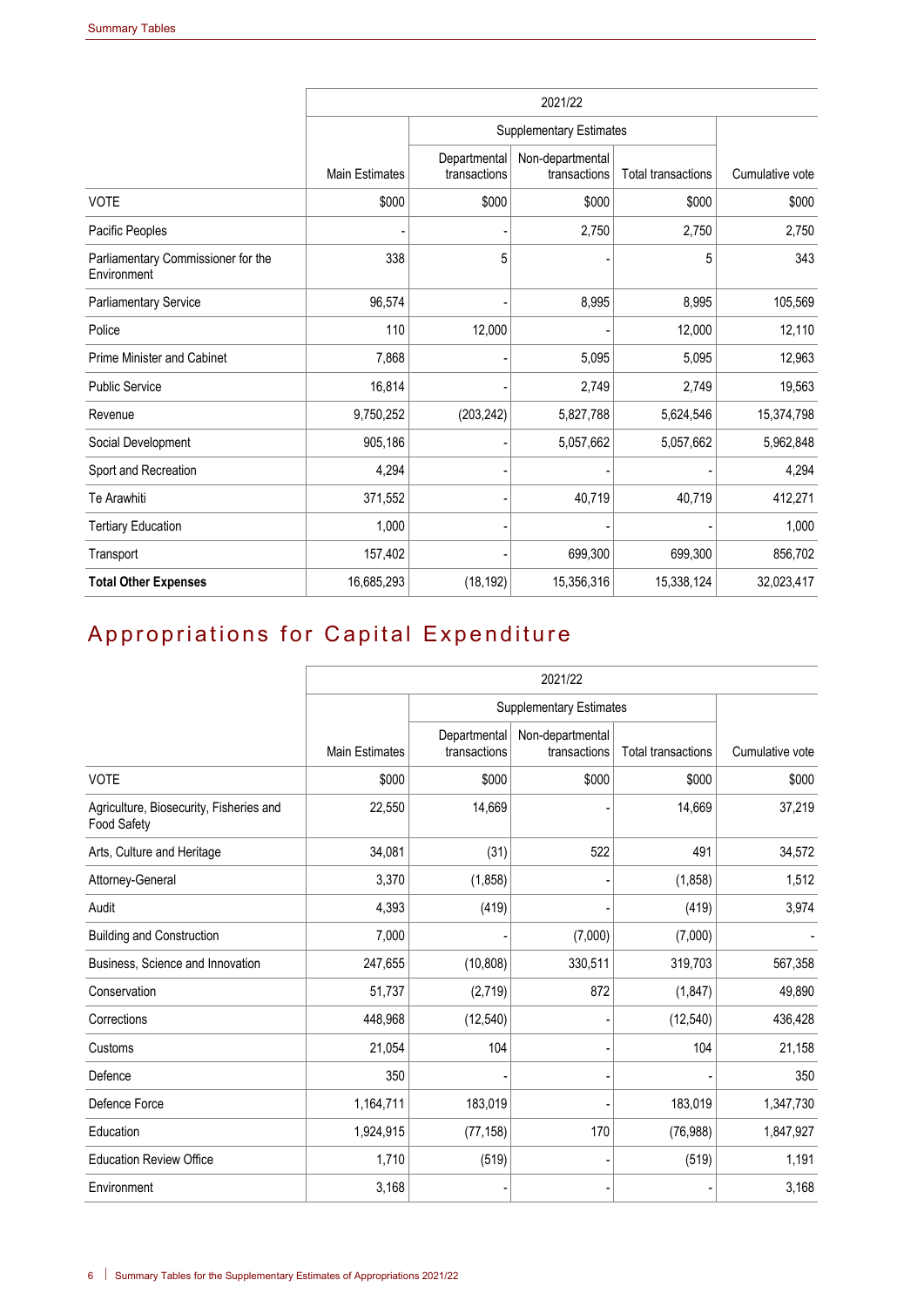| | 2021/22 | | | | |
|---|---|---|---|---|---|
| | | Supplementary Estimates | | | |
| | Main Estimates | Departmental transactions | Non-departmental transactions | Total transactions | Cumulative vote |
| VOTE | $000 | $000 | $000 | $000 | $000 |
| Pacific Peoples | - | - | 2,750 | 2,750 | 2,750 |
| Parliamentary Commissioner for the Environment | 338 | 5 | - | 5 | 343 |
| Parliamentary Service | 96,574 | - | 8,995 | 8,995 | 105,569 |
| Police | 110 | 12,000 | - | 12,000 | 12,110 |
| Prime Minister and Cabinet | 7,868 | - | 5,095 | 5,095 | 12,963 |
| Public Service | 16,814 | - | 2,749 | 2,749 | 19,563 |
| Revenue | 9,750,252 | (203,242) | 5,827,788 | 5,624,546 | 15,374,798 |
| Social Development | 905,186 | - | 5,057,662 | 5,057,662 | 5,962,848 |
| Sport and Recreation | 4,294 | - | - | - | 4,294 |
| Te Arawhiti | 371,552 | - | 40,719 | 40,719 | 412,271 |
| Tertiary Education | 1,000 | - | - | - | 1,000 |
| Transport | 157,402 | - | 699,300 | 699,300 | 856,702 |
| **Total Other Expenses** | 16,685,293 | (18,192) | 15,356,316 | 15,338,124 | 32,023,417 |

# Appropriations for Capital Expenditure

| | 2021/22 | | | | |
|---|---|---|---|---|---|
| | | Supplementary Estimates | | | |
| | Main Estimates | Departmental transactions | Non-departmental transactions | Total transactions | Cumulative vote |
| VOTE | $000 | $000 | $000 | $000 | $000 |
| Agriculture, Biosecurity, Fisheries and Food Safety | 22,550 | 14,669 | - | 14,669 | 37,219 |
| Arts, Culture and Heritage | 34,081 | (31) | 522 | 491 | 34,572 |
| Attorney-General | 3,370 | (1,858) | - | (1,858) | 1,512 |
| Audit | 4,393 | (419) | - | (419) | 3,974 |
| Building and Construction | 7,000 | - | (7,000) | (7,000) | - |
| Business, Science and Innovation | 247,655 | (10,808) | 330,511 | 319,703 | 567,358 |
| Conservation | 51,737 | (2,719) | 872 | (1,847) | 49,890 |
| Corrections | 448,968 | (12,540) | - | (12,540) | 436,428 |
| Customs | 21,054 | 104 | - | 104 | 21,158 |
| Defence | 350 | - | - | - | 350 |
| Defence Force | 1,164,711 | 183,019 | - | 183,019 | 1,347,730 |
| Education | 1,924,915 | (77,158) | 170 | (76,988) | 1,847,927 |
| Education Review Office | 1,710 | (519) | - | (519) | 1,191 |
| Environment | 3,168 | - | - | - | 3,168 |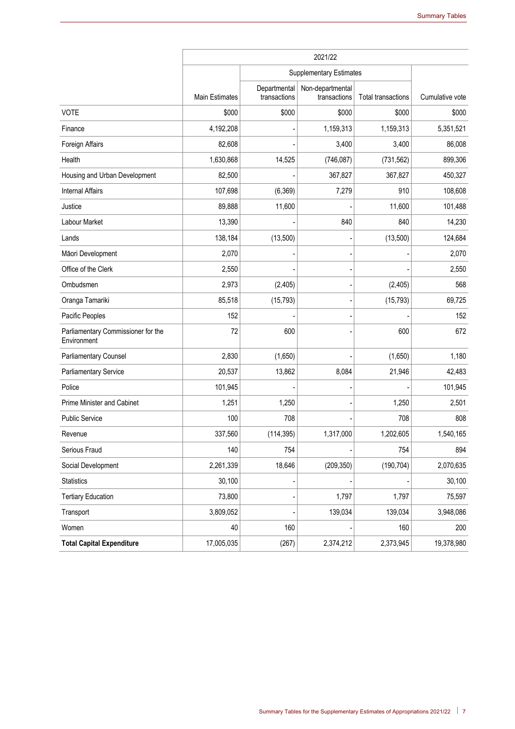| | 2021/22 | | | | |
|---|---|---|---|---|---|
| | | Supplementary Estimates | | | |
| | Main Estimates | Departmental transactions | Non-departmental transactions | Total transactions | Cumulative vote |
| VOTE | $000 | $000 | $000 | $000 | $000 |
| Finance | 4,192,208 | - | 1,159,313 | 1,159,313 | 5,351,521 |
| Foreign Affairs | 82,608 | - | 3,400 | 3,400 | 86,008 |
| Health | 1,630,868 | 14,525 | (746,087) | (731,562) | 899,306 |
| Housing and Urban Development | 82,500 | - | 367,827 | 367,827 | 450,327 |
| Internal Affairs | 107,698 | (6,369) | 7,279 | 910 | 108,608 |
| Justice | 89,888 | 11,600 | - | 11,600 | 101,488 |
| Labour Market | 13,390 | - | 840 | 840 | 14,230 |
| Lands | 138,184 | (13,500) | - | (13,500) | 124,684 |
| Māori Development | 2,070 | - | - | - | 2,070 |
| Office of the Clerk | 2,550 | - | - | - | 2,550 |
| Ombudsmen | 2,973 | (2,405) | - | (2,405) | 568 |
| Oranga Tamariki | 85,518 | (15,793) | - | (15,793) | 69,725 |
| Pacific Peoples | 152 | - | - | - | 152 |
| Parliamentary Commissioner for the Environment | 72 | 600 | - | 600 | 672 |
| Parliamentary Counsel | 2,830 | (1,650) | - | (1,650) | 1,180 |
| Parliamentary Service | 20,537 | 13,862 | 8,084 | 21,946 | 42,483 |
| Police | 101,945 | - | - | - | 101,945 |
| Prime Minister and Cabinet | 1,251 | 1,250 | - | 1,250 | 2,501 |
| Public Service | 100 | 708 | - | 708 | 808 |
| Revenue | 337,560 | (114,395) | 1,317,000 | 1,202,605 | 1,540,165 |
| Serious Fraud | 140 | 754 | - | 754 | 894 |
| Social Development | 2,261,339 | 18,646 | (209,350) | (190,704) | 2,070,635 |
| Statistics | 30,100 | - | - | - | 30,100 |
| Tertiary Education | 73,800 | - | 1,797 | 1,797 | 75,597 |
| Transport | 3,809,052 | - | 139,034 | 139,034 | 3,948,086 |
| Women | 40 | 160 | - | 160 | 200 |
| **Total Capital Expenditure** | 17,005,035 | (267) | 2,374,212 | 2,373,945 | 19,378,980 |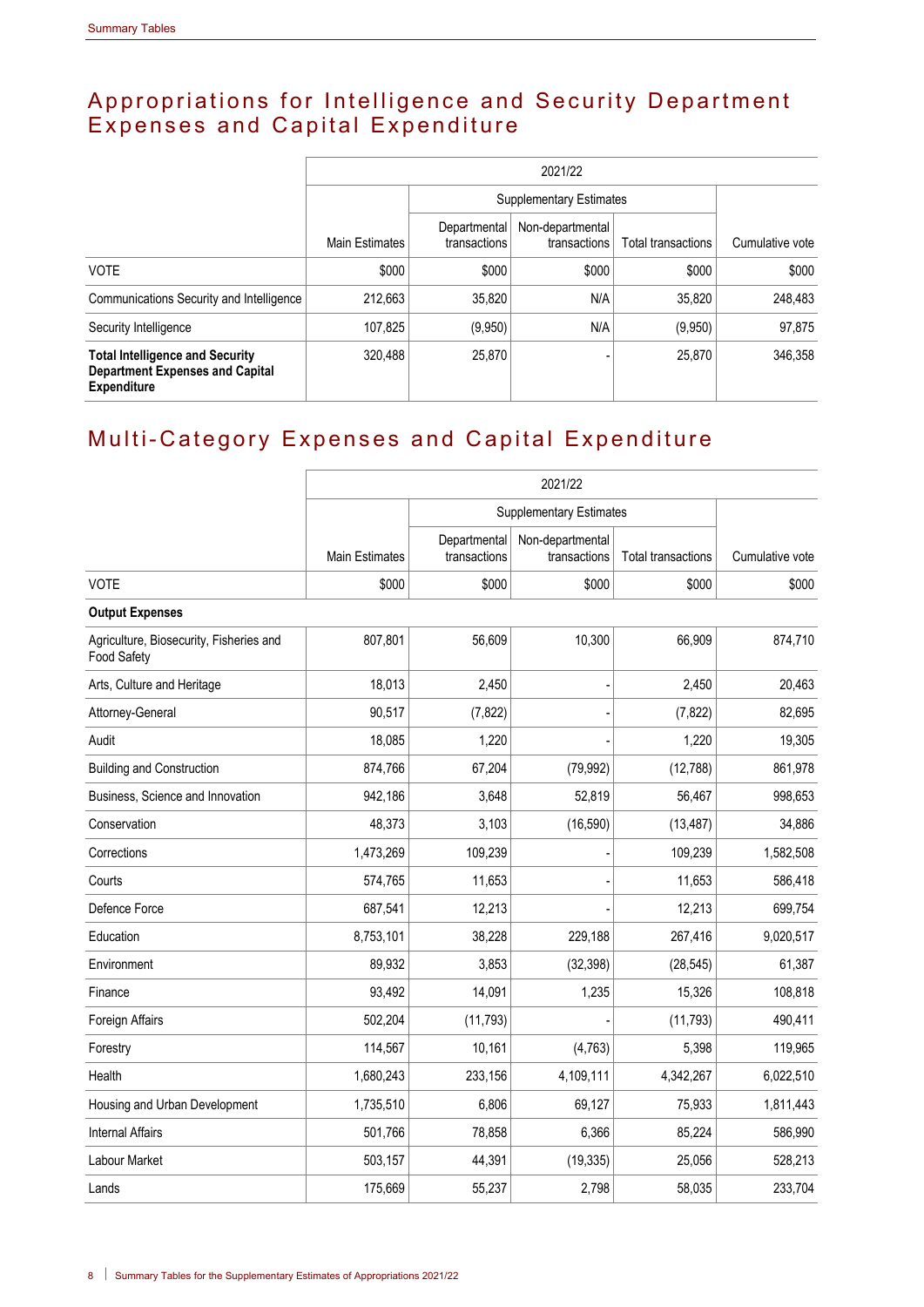## Appropriations for Intelligence and Security Department Expenses and Capital Expenditure

| | 2021/22 | | | | |
|---|---|---|---|---|---|
| | | Supplementary Estimates | | | |
| | Main Estimates | Departmental transactions | Non-departmental transactions | Total transactions | Cumulative vote |
| VOTE | $000 | $000 | $000 | $000 | $000 |
| Communications Security and Intelligence | 212,663 | 35,820 | N/A | 35,820 | 248,483 |
| Security Intelligence | 107,825 | (9,950) | N/A | (9,950) | 97,875 |
| **Total Intelligence and Security Department Expenses and Capital Expenditure** | 320,488 | 25,870 | - | 25,870 | 346,358 |

## Multi-Category Expenses and Capital Expenditure

| | 2021/22 | | | | |
|---|---|---|---|---|---|
| | | Supplementary Estimates | | | |
| | Main Estimates | Departmental transactions | Non-departmental transactions | Total transactions | Cumulative vote |
| VOTE | $000 | $000 | $000 | $000 | $000 |
| **Output Expenses** | | | | | |
| Agriculture, Biosecurity, Fisheries and Food Safety | 807,801 | 56,609 | 10,300 | 66,909 | 874,710 |
| Arts, Culture and Heritage | 18,013 | 2,450 | - | 2,450 | 20,463 |
| Attorney-General | 90,517 | (7,822) | - | (7,822) | 82,695 |
| Audit | 18,085 | 1,220 | - | 1,220 | 19,305 |
| Building and Construction | 874,766 | 67,204 | (79,992) | (12,788) | 861,978 |
| Business, Science and Innovation | 942,186 | 3,648 | 52,819 | 56,467 | 998,653 |
| Conservation | 48,373 | 3,103 | (16,590) | (13,487) | 34,886 |
| Corrections | 1,473,269 | 109,239 | - | 109,239 | 1,582,508 |
| Courts | 574,765 | 11,653 | - | 11,653 | 586,418 |
| Defence Force | 687,541 | 12,213 | - | 12,213 | 699,754 |
| Education | 8,753,101 | 38,228 | 229,188 | 267,416 | 9,020,517 |
| Environment | 89,932 | 3,853 | (32,398) | (28,545) | 61,387 |
| Finance | 93,492 | 14,091 | 1,235 | 15,326 | 108,818 |
| Foreign Affairs | 502,204 | (11,793) | - | (11,793) | 490,411 |
| Forestry | 114,567 | 10,161 | (4,763) | 5,398 | 119,965 |
| Health | 1,680,243 | 233,156 | 4,109,111 | 4,342,267 | 6,022,510 |
| Housing and Urban Development | 1,735,510 | 6,806 | 69,127 | 75,933 | 1,811,443 |
| Internal Affairs | 501,766 | 78,858 | 6,366 | 85,224 | 586,990 |
| Labour Market | 503,157 | 44,391 | (19,335) | 25,056 | 528,213 |
| Lands | 175,669 | 55,237 | 2,798 | 58,035 | 233,704 |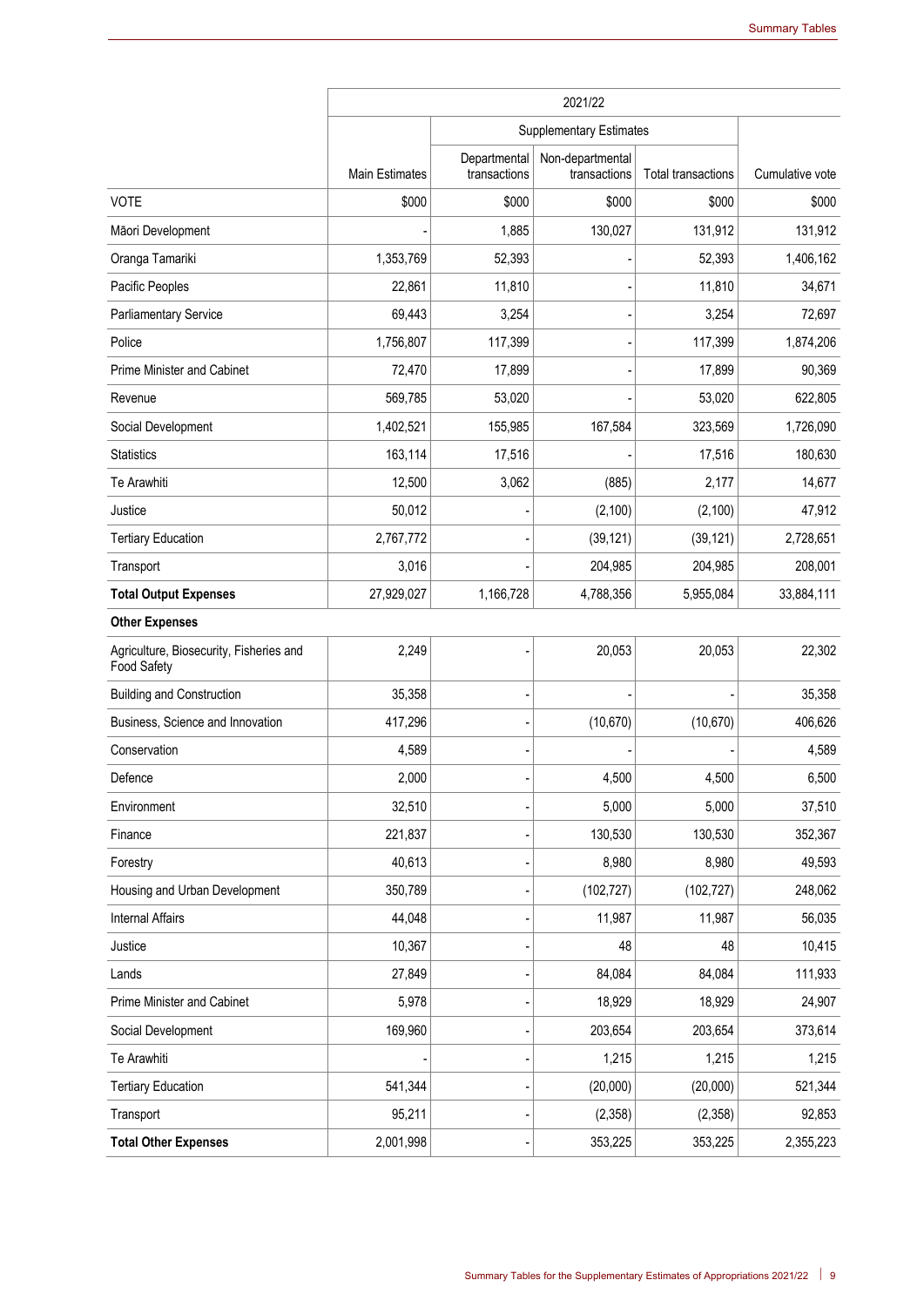| | 2021/22 | | | | |
|---|---|---|---|---|---|
| | | Supplementary Estimates | | | |
| | Main Estimates | Departmental transactions | Non-departmental transactions | Total transactions | Cumulative vote |
| VOTE | $000 | $000 | $000 | $000 | $000 |
| Māori Development | - | 1,885 | 130,027 | 131,912 | 131,912 |
| Oranga Tamariki | 1,353,769 | 52,393 | - | 52,393 | 1,406,162 |
| Pacific Peoples | 22,861 | 11,810 | - | 11,810 | 34,671 |
| Parliamentary Service | 69,443 | 3,254 | - | 3,254 | 72,697 |
| Police | 1,756,807 | 117,399 | - | 117,399 | 1,874,206 |
| Prime Minister and Cabinet | 72,470 | 17,899 | - | 17,899 | 90,369 |
| Revenue | 569,785 | 53,020 | - | 53,020 | 622,805 |
| Social Development | 1,402,521 | 155,985 | 167,584 | 323,569 | 1,726,090 |
| Statistics | 163,114 | 17,516 | - | 17,516 | 180,630 |
| Te Arawhiti | 12,500 | 3,062 | (885) | 2,177 | 14,677 |
| Justice | 50,012 | - | (2,100) | (2,100) | 47,912 |
| Tertiary Education | 2,767,772 | - | (39,121) | (39,121) | 2,728,651 |
| Transport | 3,016 | - | 204,985 | 204,985 | 208,001 |
| **Total Output Expenses** | 27,929,027 | 1,166,728 | 4,788,356 | 5,955,084 | 33,884,111 |
| **Other Expenses** | | | | | |
| Agriculture, Biosecurity, Fisheries and Food Safety | 2,249 | - | 20,053 | 20,053 | 22,302 |
| Building and Construction | 35,358 | - | - | - | 35,358 |
| Business, Science and Innovation | 417,296 | - | (10,670) | (10,670) | 406,626 |
| Conservation | 4,589 | - | - | - | 4,589 |
| Defence | 2,000 | - | 4,500 | 4,500 | 6,500 |
| Environment | 32,510 | - | 5,000 | 5,000 | 37,510 |
| Finance | 221,837 | - | 130,530 | 130,530 | 352,367 |
| Forestry | 40,613 | - | 8,980 | 8,980 | 49,593 |
| Housing and Urban Development | 350,789 | - | (102,727) | (102,727) | 248,062 |
| Internal Affairs | 44,048 | - | 11,987 | 11,987 | 56,035 |
| Justice | 10,367 | - | 48 | 48 | 10,415 |
| Lands | 27,849 | - | 84,084 | 84,084 | 111,933 |
| Prime Minister and Cabinet | 5,978 | - | 18,929 | 18,929 | 24,907 |
| Social Development | 169,960 | - | 203,654 | 203,654 | 373,614 |
| Te Arawhiti | - | - | 1,215 | 1,215 | 1,215 |
| Tertiary Education | 541,344 | - | (20,000) | (20,000) | 521,344 |
| Transport | 95,211 | - | (2,358) | (2,358) | 92,853 |
| **Total Other Expenses** | 2,001,998 | - | 353,225 | 353,225 | 2,355,223 |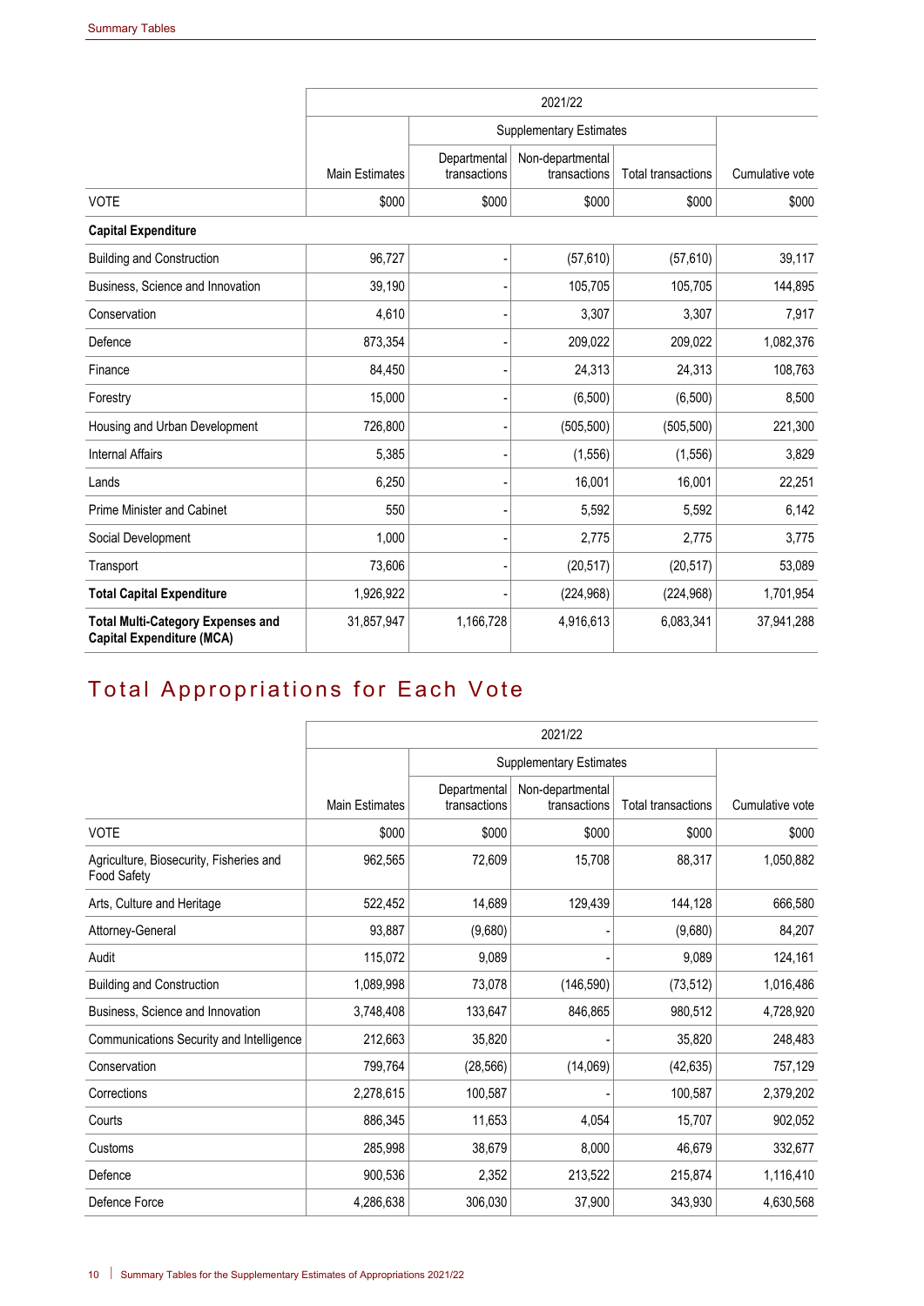| | 2021/22 | | | | |
|---|---|---|---|---|---|
| | | Supplementary Estimates | | | |
| | Main Estimates | Departmental transactions | Non-departmental transactions | Total transactions | Cumulative vote |
| VOTE | $000 | $000 | $000 | $000 | $000 |
| **Capital Expenditure** | | | | | |
| Building and Construction | 96,727 | - | (57,610) | (57,610) | 39,117 |
| Business, Science and Innovation | 39,190 | - | 105,705 | 105,705 | 144,895 |
| Conservation | 4,610 | - | 3,307 | 3,307 | 7,917 |
| Defence | 873,354 | - | 209,022 | 209,022 | 1,082,376 |
| Finance | 84,450 | - | 24,313 | 24,313 | 108,763 |
| Forestry | 15,000 | - | (6,500) | (6,500) | 8,500 |
| Housing and Urban Development | 726,800 | - | (505,500) | (505,500) | 221,300 |
| Internal Affairs | 5,385 | - | (1,556) | (1,556) | 3,829 |
| Lands | 6,250 | - | 16,001 | 16,001 | 22,251 |
| Prime Minister and Cabinet | 550 | - | 5,592 | 5,592 | 6,142 |
| Social Development | 1,000 | - | 2,775 | 2,775 | 3,775 |
| Transport | 73,606 | - | (20,517) | (20,517) | 53,089 |
| **Total Capital Expenditure** | 1,926,922 | - | (224,968) | (224,968) | 1,701,954 |
| **Total Multi-Category Expenses and Capital Expenditure (MCA)** | 31,857,947 | 1,166,728 | 4,916,613 | 6,083,341 | 37,941,288 |

# Total Appropriations for Each Vote

| | 2021/22 | | | | |
|---|---|---|---|---|---|
| | | Supplementary Estimates | | | |
| | Main Estimates | Departmental transactions | Non-departmental transactions | Total transactions | Cumulative vote |
| VOTE | $000 | $000 | $000 | $000 | $000 |
| Agriculture, Biosecurity, Fisheries and Food Safety | 962,565 | 72,609 | 15,708 | 88,317 | 1,050,882 |
| Arts, Culture and Heritage | 522,452 | 14,689 | 129,439 | 144,128 | 666,580 |
| Attorney-General | 93,887 | (9,680) | - | (9,680) | 84,207 |
| Audit | 115,072 | 9,089 | - | 9,089 | 124,161 |
| Building and Construction | 1,089,998 | 73,078 | (146,590) | (73,512) | 1,016,486 |
| Business, Science and Innovation | 3,748,408 | 133,647 | 846,865 | 980,512 | 4,728,920 |
| Communications Security and Intelligence | 212,663 | 35,820 | - | 35,820 | 248,483 |
| Conservation | 799,764 | (28,566) | (14,069) | (42,635) | 757,129 |
| Corrections | 2,278,615 | 100,587 | - | 100,587 | 2,379,202 |
| Courts | 886,345 | 11,653 | 4,054 | 15,707 | 902,052 |
| Customs | 285,998 | 38,679 | 8,000 | 46,679 | 332,677 |
| Defence | 900,536 | 2,352 | 213,522 | 215,874 | 1,116,410 |
| Defence Force | 4,286,638 | 306,030 | 37,900 | 343,930 | 4,630,568 |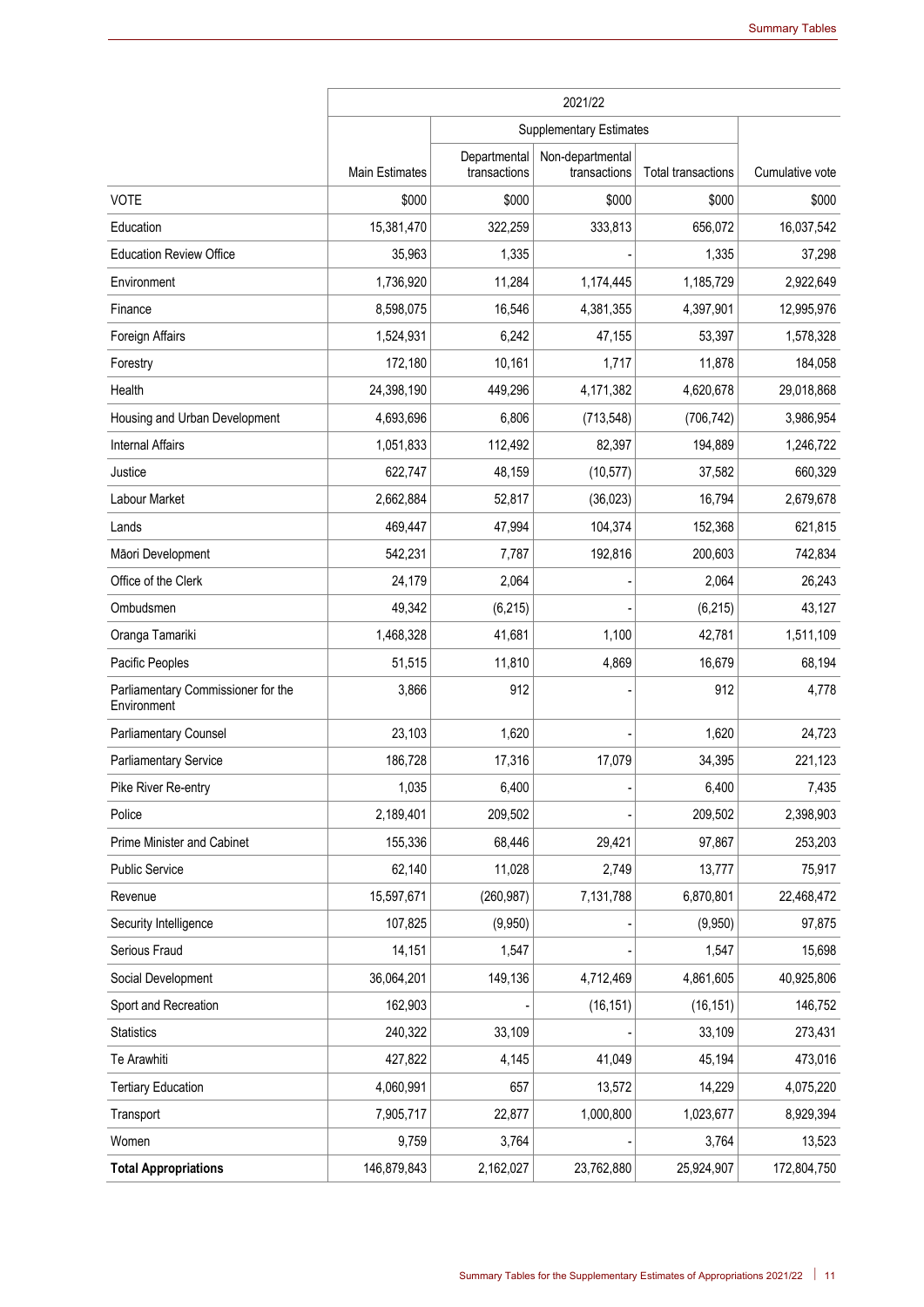| | 2021/22 | | | | |
|---|---|---|---|---|---|
| | | Supplementary Estimates | | | |
| | Main Estimates | Departmental transactions | Non-departmental transactions | Total transactions | Cumulative vote |
| VOTE | $000 | $000 | $000 | $000 | $000 |
| Education | 15,381,470 | 322,259 | 333,813 | 656,072 | 16,037,542 |
| Education Review Office | 35,963 | 1,335 | - | 1,335 | 37,298 |
| Environment | 1,736,920 | 11,284 | 1,174,445 | 1,185,729 | 2,922,649 |
| Finance | 8,598,075 | 16,546 | 4,381,355 | 4,397,901 | 12,995,976 |
| Foreign Affairs | 1,524,931 | 6,242 | 47,155 | 53,397 | 1,578,328 |
| Forestry | 172,180 | 10,161 | 1,717 | 11,878 | 184,058 |
| Health | 24,398,190 | 449,296 | 4,171,382 | 4,620,678 | 29,018,868 |
| Housing and Urban Development | 4,693,696 | 6,806 | (713,548) | (706,742) | 3,986,954 |
| Internal Affairs | 1,051,833 | 112,492 | 82,397 | 194,889 | 1,246,722 |
| Justice | 622,747 | 48,159 | (10,577) | 37,582 | 660,329 |
| Labour Market | 2,662,884 | 52,817 | (36,023) | 16,794 | 2,679,678 |
| Lands | 469,447 | 47,994 | 104,374 | 152,368 | 621,815 |
| Māori Development | 542,231 | 7,787 | 192,816 | 200,603 | 742,834 |
| Office of the Clerk | 24,179 | 2,064 | - | 2,064 | 26,243 |
| Ombudsmen | 49,342 | (6,215) | - | (6,215) | 43,127 |
| Oranga Tamariki | 1,468,328 | 41,681 | 1,100 | 42,781 | 1,511,109 |
| Pacific Peoples | 51,515 | 11,810 | 4,869 | 16,679 | 68,194 |
| Parliamentary Commissioner for the Environment | 3,866 | 912 | - | 912 | 4,778 |
| Parliamentary Counsel | 23,103 | 1,620 | - | 1,620 | 24,723 |
| Parliamentary Service | 186,728 | 17,316 | 17,079 | 34,395 | 221,123 |
| Pike River Re-entry | 1,035 | 6,400 | - | 6,400 | 7,435 |
| Police | 2,189,401 | 209,502 | - | 209,502 | 2,398,903 |
| Prime Minister and Cabinet | 155,336 | 68,446 | 29,421 | 97,867 | 253,203 |
| Public Service | 62,140 | 11,028 | 2,749 | 13,777 | 75,917 |
| Revenue | 15,597,671 | (260,987) | 7,131,788 | 6,870,801 | 22,468,472 |
| Security Intelligence | 107,825 | (9,950) | - | (9,950) | 97,875 |
| Serious Fraud | 14,151 | 1,547 | - | 1,547 | 15,698 |
| Social Development | 36,064,201 | 149,136 | 4,712,469 | 4,861,605 | 40,925,806 |
| Sport and Recreation | 162,903 | - | (16,151) | (16,151) | 146,752 |
| Statistics | 240,322 | 33,109 | - | 33,109 | 273,431 |
| Te Arawhiti | 427,822 | 4,145 | 41,049 | 45,194 | 473,016 |
| Tertiary Education | 4,060,991 | 657 | 13,572 | 14,229 | 4,075,220 |
| Transport | 7,905,717 | 22,877 | 1,000,800 | 1,023,677 | 8,929,394 |
| Women | 9,759 | 3,764 | - | 3,764 | 13,523 |
| **Total Appropriations** | 146,879,843 | 2,162,027 | 23,762,880 | 25,924,907 | 172,804,750 |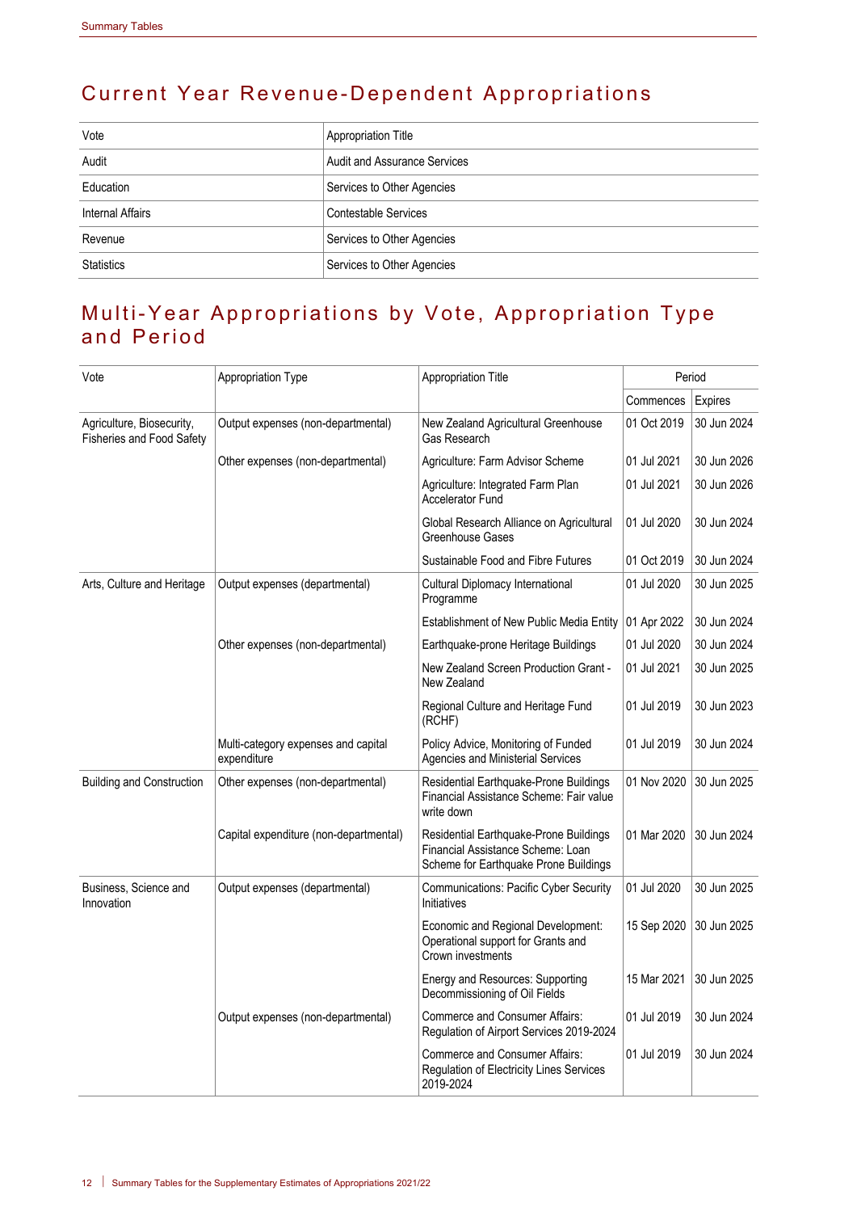## Current Year Revenue-Dependent Appropriations

| Vote | Appropriation Title |
|---|---|
| Audit | Audit and Assurance Services |
| Education | Services to Other Agencies |
| Internal Affairs | Contestable Services |
| Revenue | Services to Other Agencies |
| Statistics | Services to Other Agencies |

## Multi-Year Appropriations by Vote, Appropriation Type and Period

| Vote | Appropriation Type | Appropriation Title | Period | |
|---|---|---|---|---|
| | | | Commences | Expires |
| Agriculture, Biosecurity, Fisheries and Food Safety | Output expenses (non-departmental) | New Zealand Agricultural Greenhouse Gas Research | 01 Oct 2019 | 30 Jun 2024 |
| | Other expenses (non-departmental) | Agriculture: Farm Advisor Scheme | 01 Jul 2021 | 30 Jun 2026 |
| | | Agriculture: Integrated Farm Plan Accelerator Fund | 01 Jul 2021 | 30 Jun 2026 |
| | | Global Research Alliance on Agricultural Greenhouse Gases | 01 Jul 2020 | 30 Jun 2024 |
| | | Sustainable Food and Fibre Futures | 01 Oct 2019 | 30 Jun 2024 |
| Arts, Culture and Heritage | Output expenses (departmental) | Cultural Diplomacy International Programme | 01 Jul 2020 | 30 Jun 2025 |
| | | Establishment of New Public Media Entity | 01 Apr 2022 | 30 Jun 2024 |
| | Other expenses (non-departmental) | Earthquake-prone Heritage Buildings | 01 Jul 2020 | 30 Jun 2024 |
| | | New Zealand Screen Production Grant - New Zealand | 01 Jul 2021 | 30 Jun 2025 |
| | | Regional Culture and Heritage Fund (RCHF) | 01 Jul 2019 | 30 Jun 2023 |
| | Multi-category expenses and capital expenditure | Policy Advice, Monitoring of Funded Agencies and Ministerial Services | 01 Jul 2019 | 30 Jun 2024 |
| Building and Construction | Other expenses (non-departmental) | Residential Earthquake-Prone Buildings Financial Assistance Scheme: Fair value write down | 01 Nov 2020 | 30 Jun 2025 |
| | Capital expenditure (non-departmental) | Residential Earthquake-Prone Buildings Financial Assistance Scheme: Loan Scheme for Earthquake Prone Buildings | 01 Mar 2020 | 30 Jun 2024 |
| Business, Science and Innovation | Output expenses (departmental) | Communications: Pacific Cyber Security Initiatives | 01 Jul 2020 | 30 Jun 2025 |
| | | Economic and Regional Development: Operational support for Grants and Crown investments | 15 Sep 2020 | 30 Jun 2025 |
| | | Energy and Resources: Supporting Decommissioning of Oil Fields | 15 Mar 2021 | 30 Jun 2025 |
| | Output expenses (non-departmental) | Commerce and Consumer Affairs: Regulation of Airport Services 2019-2024 | 01 Jul 2019 | 30 Jun 2024 |
| | | Commerce and Consumer Affairs: Regulation of Electricity Lines Services 2019-2024 | 01 Jul 2019 | 30 Jun 2024 |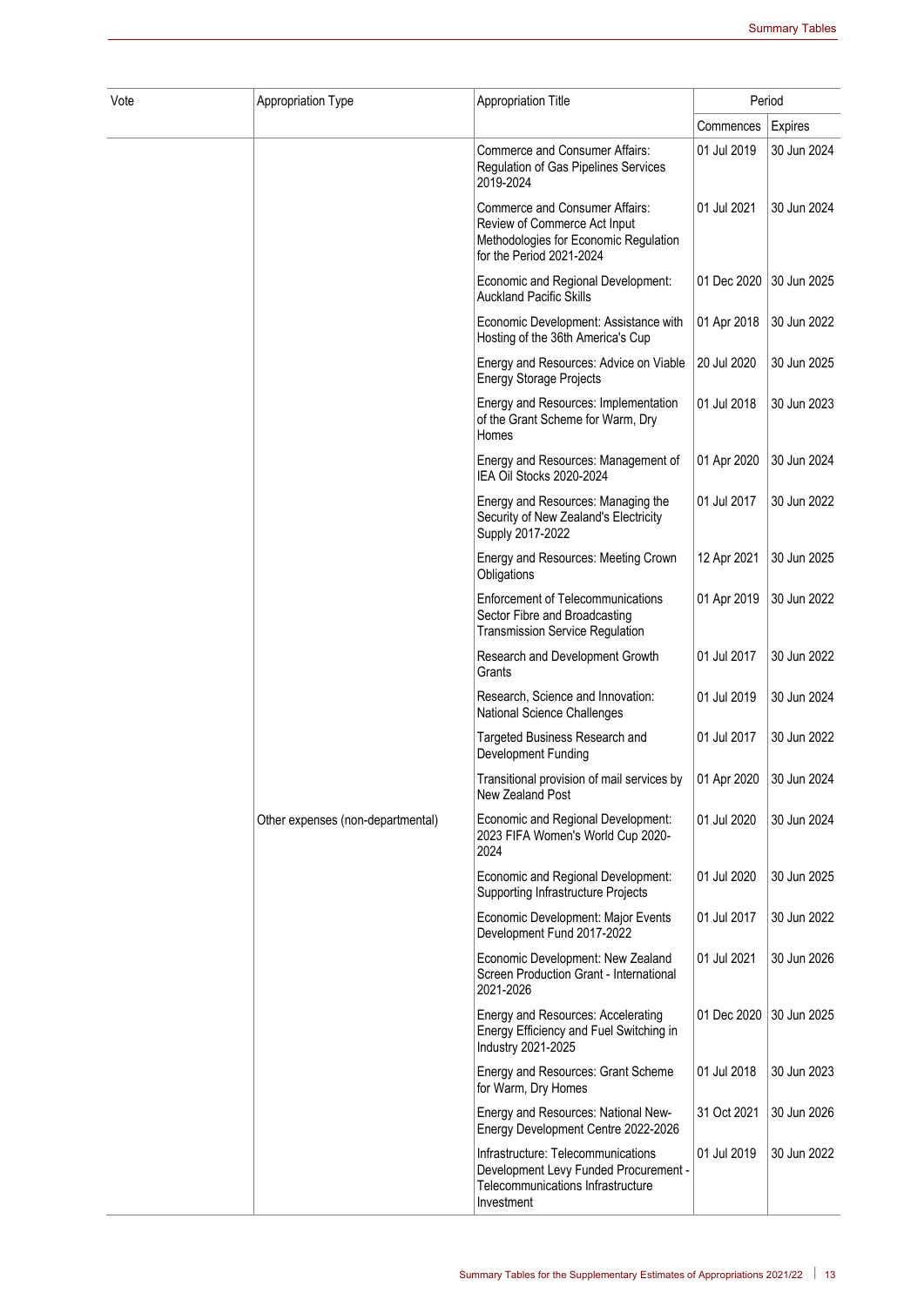| Vote | Appropriation Type | Appropriation Title | Period | |
|---|---|---|---|---|
| | | | Commences | Expires |
| | | Commerce and Consumer Affairs: Regulation of Gas Pipelines Services 2019-2024 | 01 Jul 2019 | 30 Jun 2024 |
| | | Commerce and Consumer Affairs: Review of Commerce Act Input Methodologies for Economic Regulation for the Period 2021-2024 | 01 Jul 2021 | 30 Jun 2024 |
| | | Economic and Regional Development: Auckland Pacific Skills | 01 Dec 2020 | 30 Jun 2025 |
| | | Economic Development: Assistance with Hosting of the 36th America's Cup | 01 Apr 2018 | 30 Jun 2022 |
| | | Energy and Resources: Advice on Viable Energy Storage Projects | 20 Jul 2020 | 30 Jun 2025 |
| | | Energy and Resources: Implementation of the Grant Scheme for Warm, Dry Homes | 01 Jul 2018 | 30 Jun 2023 |
| | | Energy and Resources: Management of IEA Oil Stocks 2020-2024 | 01 Apr 2020 | 30 Jun 2024 |
| | | Energy and Resources: Managing the Security of New Zealand's Electricity Supply 2017-2022 | 01 Jul 2017 | 30 Jun 2022 |
| | | Energy and Resources: Meeting Crown Obligations | 12 Apr 2021 | 30 Jun 2025 |
| | | Enforcement of Telecommunications Sector Fibre and Broadcasting Transmission Service Regulation | 01 Apr 2019 | 30 Jun 2022 |
| | | Research and Development Growth Grants | 01 Jul 2017 | 30 Jun 2022 |
| | | Research, Science and Innovation: National Science Challenges | 01 Jul 2019 | 30 Jun 2024 |
| | | Targeted Business Research and Development Funding | 01 Jul 2017 | 30 Jun 2022 |
| | | Transitional provision of mail services by New Zealand Post | 01 Apr 2020 | 30 Jun 2024 |
| | Other expenses (non-departmental) | Economic and Regional Development: 2023 FIFA Women's World Cup 2020-2024 | 01 Jul 2020 | 30 Jun 2024 |
| | | Economic and Regional Development: Supporting Infrastructure Projects | 01 Jul 2020 | 30 Jun 2025 |
| | | Economic Development: Major Events Development Fund 2017-2022 | 01 Jul 2017 | 30 Jun 2022 |
| | | Economic Development: New Zealand Screen Production Grant - International 2021-2026 | 01 Jul 2021 | 30 Jun 2026 |
| | | Energy and Resources: Accelerating Energy Efficiency and Fuel Switching in Industry 2021-2025 | 01 Dec 2020 | 30 Jun 2025 |
| | | Energy and Resources: Grant Scheme for Warm, Dry Homes | 01 Jul 2018 | 30 Jun 2023 |
| | | Energy and Resources: National New-Energy Development Centre 2022-2026 | 31 Oct 2021 | 30 Jun 2026 |
| | | Infrastructure: Telecommunications Development Levy Funded Procurement - Telecommunications Infrastructure Investment | 01 Jul 2019 | 30 Jun 2022 |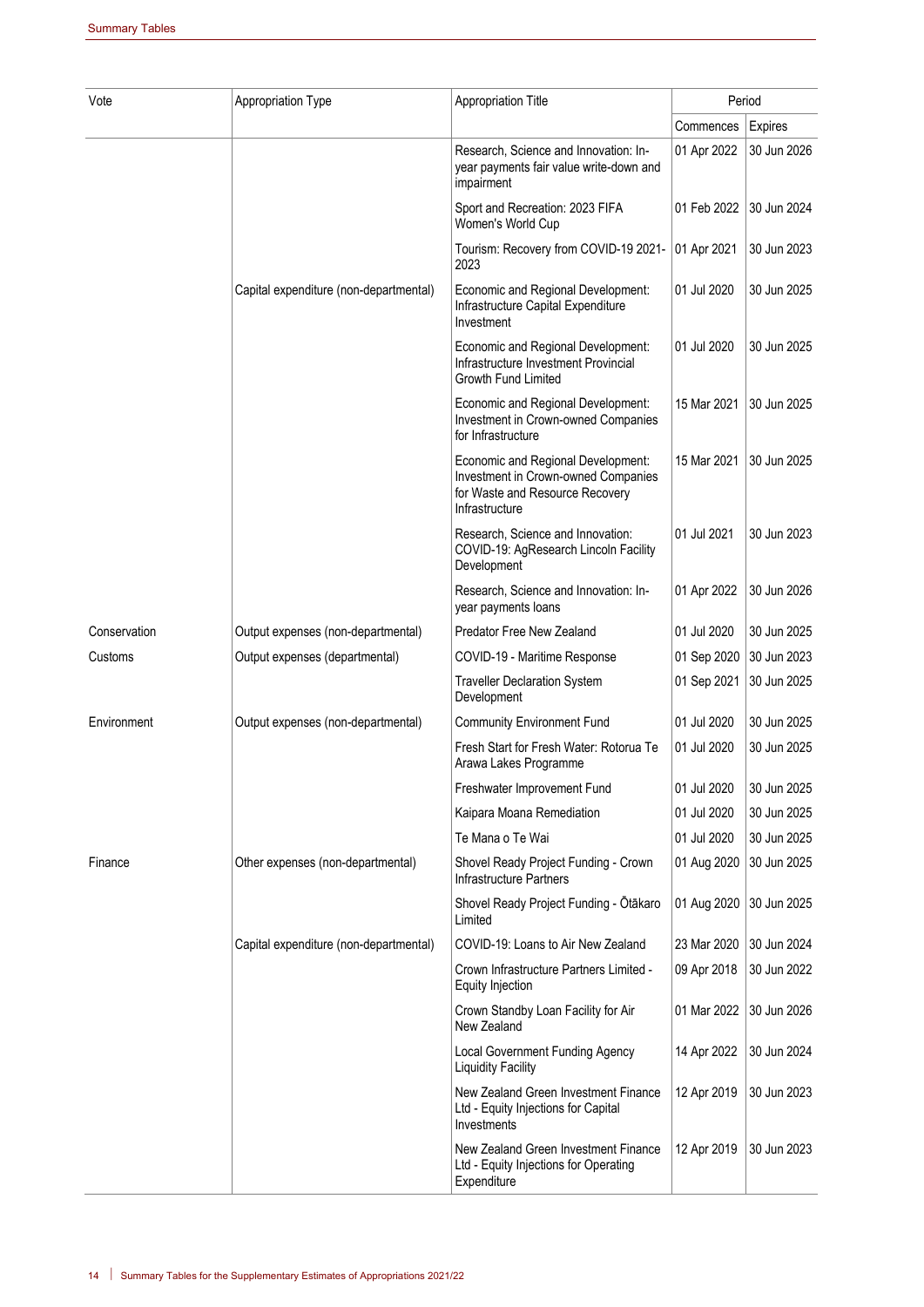| Vote | Appropriation Type | Appropriation Title | Period | |
|---|---|---|---|---|
| | | | Commences | Expires |
| | | Research, Science and Innovation: In-year payments fair value write-down and impairment | 01 Apr 2022 | 30 Jun 2026 |
| | | Sport and Recreation: 2023 FIFA Women's World Cup | 01 Feb 2022 | 30 Jun 2024 |
| | | Tourism: Recovery from COVID-19 2021-2023 | 01 Apr 2021 | 30 Jun 2023 |
| | Capital expenditure (non-departmental) | Economic and Regional Development: Infrastructure Capital Expenditure Investment | 01 Jul 2020 | 30 Jun 2025 |
| | | Economic and Regional Development: Infrastructure Investment Provincial Growth Fund Limited | 01 Jul 2020 | 30 Jun 2025 |
| | | Economic and Regional Development: Investment in Crown-owned Companies for Infrastructure | 15 Mar 2021 | 30 Jun 2025 |
| | | Economic and Regional Development: Investment in Crown-owned Companies for Waste and Resource Recovery Infrastructure | 15 Mar 2021 | 30 Jun 2025 |
| | | Research, Science and Innovation: COVID-19: AgResearch Lincoln Facility Development | 01 Jul 2021 | 30 Jun 2023 |
| | | Research, Science and Innovation: In-year payments loans | 01 Apr 2022 | 30 Jun 2026 |
| Conservation | Output expenses (non-departmental) | Predator Free New Zealand | 01 Jul 2020 | 30 Jun 2025 |
| Customs | Output expenses (departmental) | COVID-19 - Maritime Response | 01 Sep 2020 | 30 Jun 2023 |
| | | Traveller Declaration System Development | 01 Sep 2021 | 30 Jun 2025 |
| Environment | Output expenses (non-departmental) | Community Environment Fund | 01 Jul 2020 | 30 Jun 2025 |
| | | Fresh Start for Fresh Water: Rotorua Te Arawa Lakes Programme | 01 Jul 2020 | 30 Jun 2025 |
| | | Freshwater Improvement Fund | 01 Jul 2020 | 30 Jun 2025 |
| | | Kaipara Moana Remediation | 01 Jul 2020 | 30 Jun 2025 |
| | | Te Mana o Te Wai | 01 Jul 2020 | 30 Jun 2025 |
| Finance | Other expenses (non-departmental) | Shovel Ready Project Funding - Crown Infrastructure Partners | 01 Aug 2020 | 30 Jun 2025 |
| | | Shovel Ready Project Funding - Ōtākaro Limited | 01 Aug 2020 | 30 Jun 2025 |
| | Capital expenditure (non-departmental) | COVID-19: Loans to Air New Zealand | 23 Mar 2020 | 30 Jun 2024 |
| | | Crown Infrastructure Partners Limited - Equity Injection | 09 Apr 2018 | 30 Jun 2022 |
| | | Crown Standby Loan Facility for Air New Zealand | 01 Mar 2022 | 30 Jun 2026 |
| | | Local Government Funding Agency Liquidity Facility | 14 Apr 2022 | 30 Jun 2024 |
| | | New Zealand Green Investment Finance Ltd - Equity Injections for Capital Investments | 12 Apr 2019 | 30 Jun 2023 |
| | | New Zealand Green Investment Finance Ltd - Equity Injections for Operating Expenditure | 12 Apr 2019 | 30 Jun 2023 |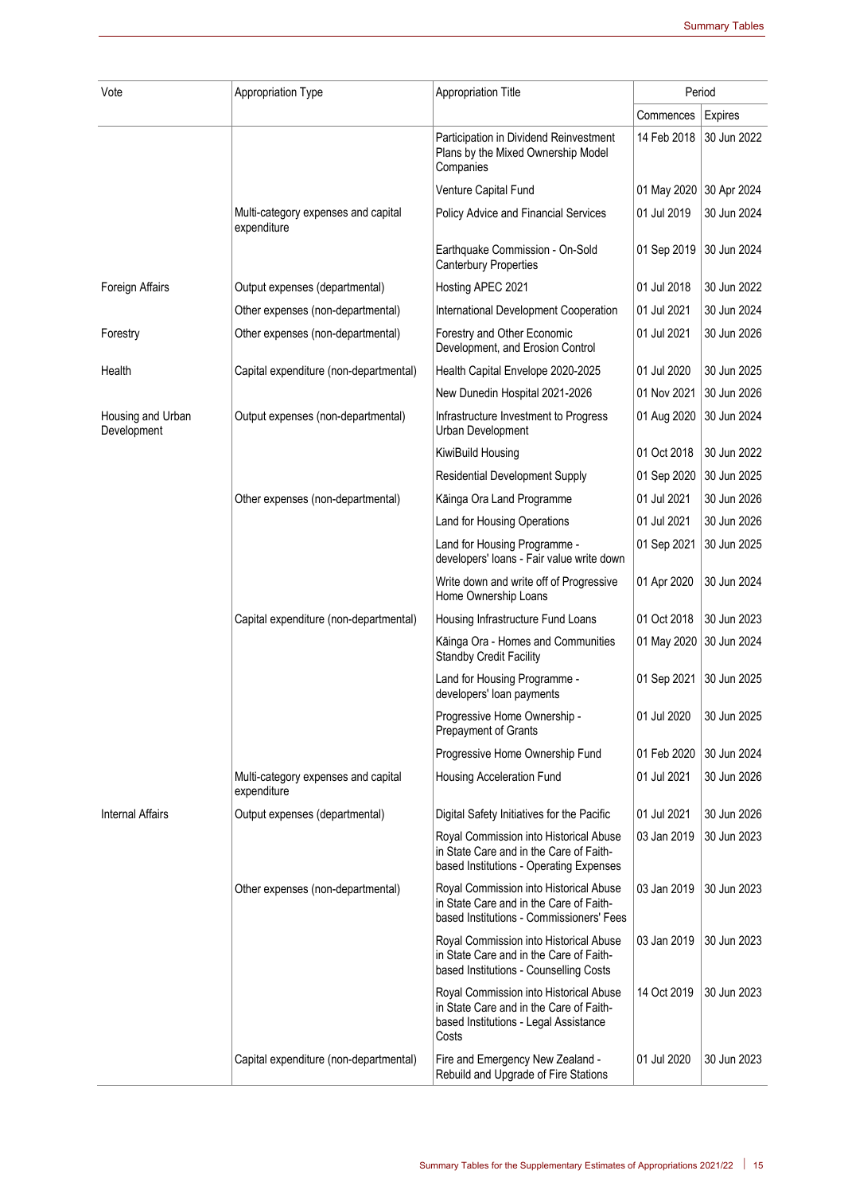| Vote | Appropriation Type | Appropriation Title | Period | |
|---|---|---|---|---|
| | | | Commences | Expires |
| | | Participation in Dividend Reinvestment Plans by the Mixed Ownership Model Companies | 14 Feb 2018 | 30 Jun 2022 |
| | | Venture Capital Fund | 01 May 2020 | 30 Apr 2024 |
| | Multi-category expenses and capital expenditure | Policy Advice and Financial Services | 01 Jul 2019 | 30 Jun 2024 |
| | | Earthquake Commission - On-Sold Canterbury Properties | 01 Sep 2019 | 30 Jun 2024 |
| Foreign Affairs | Output expenses (departmental) | Hosting APEC 2021 | 01 Jul 2018 | 30 Jun 2022 |
| | Other expenses (non-departmental) | International Development Cooperation | 01 Jul 2021 | 30 Jun 2024 |
| Forestry | Other expenses (non-departmental) | Forestry and Other Economic Development, and Erosion Control | 01 Jul 2021 | 30 Jun 2026 |
| Health | Capital expenditure (non-departmental) | Health Capital Envelope 2020-2025 | 01 Jul 2020 | 30 Jun 2025 |
| | | New Dunedin Hospital 2021-2026 | 01 Nov 2021 | 30 Jun 2026 |
| Housing and Urban Development | Output expenses (non-departmental) | Infrastructure Investment to Progress Urban Development | 01 Aug 2020 | 30 Jun 2024 |
| | | KiwiBuild Housing | 01 Oct 2018 | 30 Jun 2022 |
| | | Residential Development Supply | 01 Sep 2020 | 30 Jun 2025 |
| | Other expenses (non-departmental) | Kāinga Ora Land Programme | 01 Jul 2021 | 30 Jun 2026 |
| | | Land for Housing Operations | 01 Jul 2021 | 30 Jun 2026 |
| | | Land for Housing Programme - developers' loans - Fair value write down | 01 Sep 2021 | 30 Jun 2025 |
| | | Write down and write off of Progressive Home Ownership Loans | 01 Apr 2020 | 30 Jun 2024 |
| | Capital expenditure (non-departmental) | Housing Infrastructure Fund Loans | 01 Oct 2018 | 30 Jun 2023 |
| | | Kāinga Ora - Homes and Communities Standby Credit Facility | 01 May 2020 | 30 Jun 2024 |
| | | Land for Housing Programme - developers' loan payments | 01 Sep 2021 | 30 Jun 2025 |
| | | Progressive Home Ownership - Prepayment of Grants | 01 Jul 2020 | 30 Jun 2025 |
| | | Progressive Home Ownership Fund | 01 Feb 2020 | 30 Jun 2024 |
| | Multi-category expenses and capital expenditure | Housing Acceleration Fund | 01 Jul 2021 | 30 Jun 2026 |
| Internal Affairs | Output expenses (departmental) | Digital Safety Initiatives for the Pacific | 01 Jul 2021 | 30 Jun 2026 |
| | | Royal Commission into Historical Abuse in State Care and in the Care of Faith-based Institutions - Operating Expenses | 03 Jan 2019 | 30 Jun 2023 |
| | Other expenses (non-departmental) | Royal Commission into Historical Abuse in State Care and in the Care of Faith-based Institutions - Commissioners' Fees | 03 Jan 2019 | 30 Jun 2023 |
| | | Royal Commission into Historical Abuse in State Care and in the Care of Faith-based Institutions - Counselling Costs | 03 Jan 2019 | 30 Jun 2023 |
| | | Royal Commission into Historical Abuse in State Care and in the Care of Faith-based Institutions - Legal Assistance Costs | 14 Oct 2019 | 30 Jun 2023 |
| | Capital expenditure (non-departmental) | Fire and Emergency New Zealand - Rebuild and Upgrade of Fire Stations | 01 Jul 2020 | 30 Jun 2023 |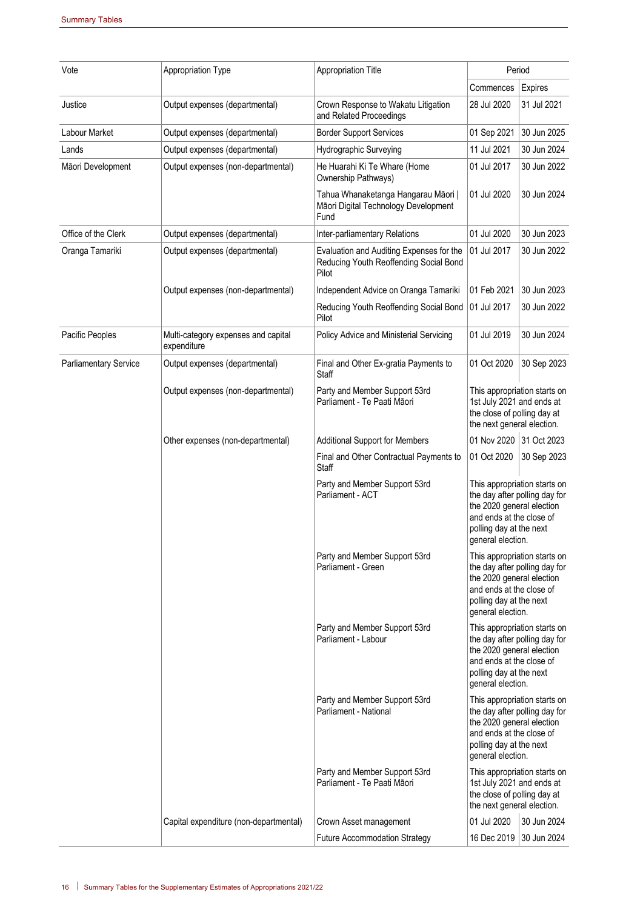| Vote | Appropriation Type | Appropriation Title | Period | |
|---|---|---|---|---|
| | | | Commences | Expires |
| Justice | Output expenses (departmental) | Crown Response to Wakatu Litigation and Related Proceedings | 28 Jul 2020 | 31 Jul 2021 |
| Labour Market | Output expenses (departmental) | Border Support Services | 01 Sep 2021 | 30 Jun 2025 |
| Lands | Output expenses (departmental) | Hydrographic Surveying | 11 Jul 2021 | 30 Jun 2024 |
| Māori Development | Output expenses (non-departmental) | He Huarahi Ki Te Whare (Home Ownership Pathways) | 01 Jul 2017 | 30 Jun 2022 |
| | | Tahua Whanaketanga Hangarau Māori \| Māori Digital Technology Development Fund | 01 Jul 2020 | 30 Jun 2024 |
| Office of the Clerk | Output expenses (departmental) | Inter-parliamentary Relations | 01 Jul 2020 | 30 Jun 2023 |
| Oranga Tamariki | Output expenses (departmental) | Evaluation and Auditing Expenses for the Reducing Youth Reoffending Social Bond Pilot | 01 Jul 2017 | 30 Jun 2022 |
| | Output expenses (non-departmental) | Independent Advice on Oranga Tamariki | 01 Feb 2021 | 30 Jun 2023 |
| | | Reducing Youth Reoffending Social Bond Pilot | 01 Jul 2017 | 30 Jun 2022 |
| Pacific Peoples | Multi-category expenses and capital expenditure | Policy Advice and Ministerial Servicing | 01 Jul 2019 | 30 Jun 2024 |
| Parliamentary Service | Output expenses (departmental) | Final and Other Ex-gratia Payments to Staff | 01 Oct 2020 | 30 Sep 2023 |
| | Output expenses (non-departmental) | Party and Member Support 53rd Parliament - Te Paati Māori | This appropriation starts on 1st July 2021 and ends at the close of polling day at the next general election. | |
| | Other expenses (non-departmental) | Additional Support for Members | 01 Nov 2020 | 31 Oct 2023 |
| | | Final and Other Contractual Payments to Staff | 01 Oct 2020 | 30 Sep 2023 |
| | | Party and Member Support 53rd Parliament - ACT | This appropriation starts on the day after polling day for the 2020 general election and ends at the close of polling day at the next general election. | |
| | | Party and Member Support 53rd Parliament - Green | This appropriation starts on the day after polling day for the 2020 general election and ends at the close of polling day at the next general election. | |
| | | Party and Member Support 53rd Parliament - Labour | This appropriation starts on the day after polling day for the 2020 general election and ends at the close of polling day at the next general election. | |
| | | Party and Member Support 53rd Parliament - National | This appropriation starts on the day after polling day for the 2020 general election and ends at the close of polling day at the next general election. | |
| | | Party and Member Support 53rd Parliament - Te Paati Māori | This appropriation starts on 1st July 2021 and ends at the close of polling day at the next general election. | |
| | Capital expenditure (non-departmental) | Crown Asset management | 01 Jul 2020 | 30 Jun 2024 |
| | | Future Accommodation Strategy | 16 Dec 2019 | 30 Jun 2024 |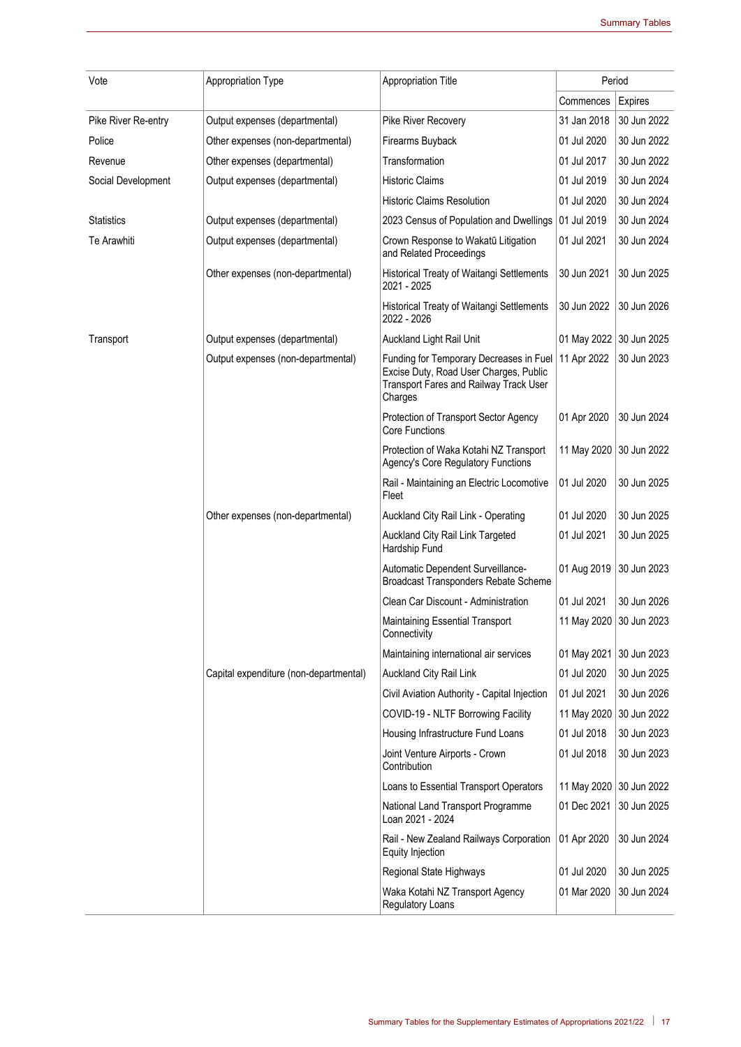| Vote | Appropriation Type | Appropriation Title | Period | |
|---|---|---|---|---|
| | | | Commences | Expires |
| Pike River Re-entry | Output expenses (departmental) | Pike River Recovery | 31 Jan 2018 | 30 Jun 2022 |
| Police | Other expenses (non-departmental) | Firearms Buyback | 01 Jul 2020 | 30 Jun 2022 |
| Revenue | Other expenses (departmental) | Transformation | 01 Jul 2017 | 30 Jun 2022 |
| Social Development | Output expenses (departmental) | Historic Claims | 01 Jul 2019 | 30 Jun 2024 |
| | | Historic Claims Resolution | 01 Jul 2020 | 30 Jun 2024 |
| Statistics | Output expenses (departmental) | 2023 Census of Population and Dwellings | 01 Jul 2019 | 30 Jun 2024 |
| Te Arawhiti | Output expenses (departmental) | Crown Response to Wakatū Litigation and Related Proceedings | 01 Jul 2021 | 30 Jun 2024 |
| | Other expenses (non-departmental) | Historical Treaty of Waitangi Settlements 2021 - 2025 | 30 Jun 2021 | 30 Jun 2025 |
| | | Historical Treaty of Waitangi Settlements 2022 - 2026 | 30 Jun 2022 | 30 Jun 2026 |
| Transport | Output expenses (departmental) | Auckland Light Rail Unit | 01 May 2022 | 30 Jun 2025 |
| | Output expenses (non-departmental) | Funding for Temporary Decreases in Fuel Excise Duty, Road User Charges, Public Transport Fares and Railway Track User Charges | 11 Apr 2022 | 30 Jun 2023 |
| | | Protection of Transport Sector Agency Core Functions | 01 Apr 2020 | 30 Jun 2024 |
| | | Protection of Waka Kotahi NZ Transport Agency's Core Regulatory Functions | 11 May 2020 | 30 Jun 2022 |
| | | Rail - Maintaining an Electric Locomotive Fleet | 01 Jul 2020 | 30 Jun 2025 |
| | Other expenses (non-departmental) | Auckland City Rail Link - Operating | 01 Jul 2020 | 30 Jun 2025 |
| | | Auckland City Rail Link Targeted Hardship Fund | 01 Jul 2021 | 30 Jun 2025 |
| | | Automatic Dependent Surveillance-Broadcast Transponders Rebate Scheme | 01 Aug 2019 | 30 Jun 2023 |
| | | Clean Car Discount - Administration | 01 Jul 2021 | 30 Jun 2026 |
| | | Maintaining Essential Transport Connectivity | 11 May 2020 | 30 Jun 2023 |
| | | Maintaining international air services | 01 May 2021 | 30 Jun 2023 |
| | Capital expenditure (non-departmental) | Auckland City Rail Link | 01 Jul 2020 | 30 Jun 2025 |
| | | Civil Aviation Authority - Capital Injection | 01 Jul 2021 | 30 Jun 2026 |
| | | COVID-19 - NLTF Borrowing Facility | 11 May 2020 | 30 Jun 2022 |
| | | Housing Infrastructure Fund Loans | 01 Jul 2018 | 30 Jun 2023 |
| | | Joint Venture Airports - Crown Contribution | 01 Jul 2018 | 30 Jun 2023 |
| | | Loans to Essential Transport Operators | 11 May 2020 | 30 Jun 2022 |
| | | National Land Transport Programme Loan 2021 - 2024 | 01 Dec 2021 | 30 Jun 2025 |
| | | Rail - New Zealand Railways Corporation Equity Injection | 01 Apr 2020 | 30 Jun 2024 |
| | | Regional State Highways | 01 Jul 2020 | 30 Jun 2025 |
| | | Waka Kotahi NZ Transport Agency Regulatory Loans | 01 Mar 2020 | 30 Jun 2024 |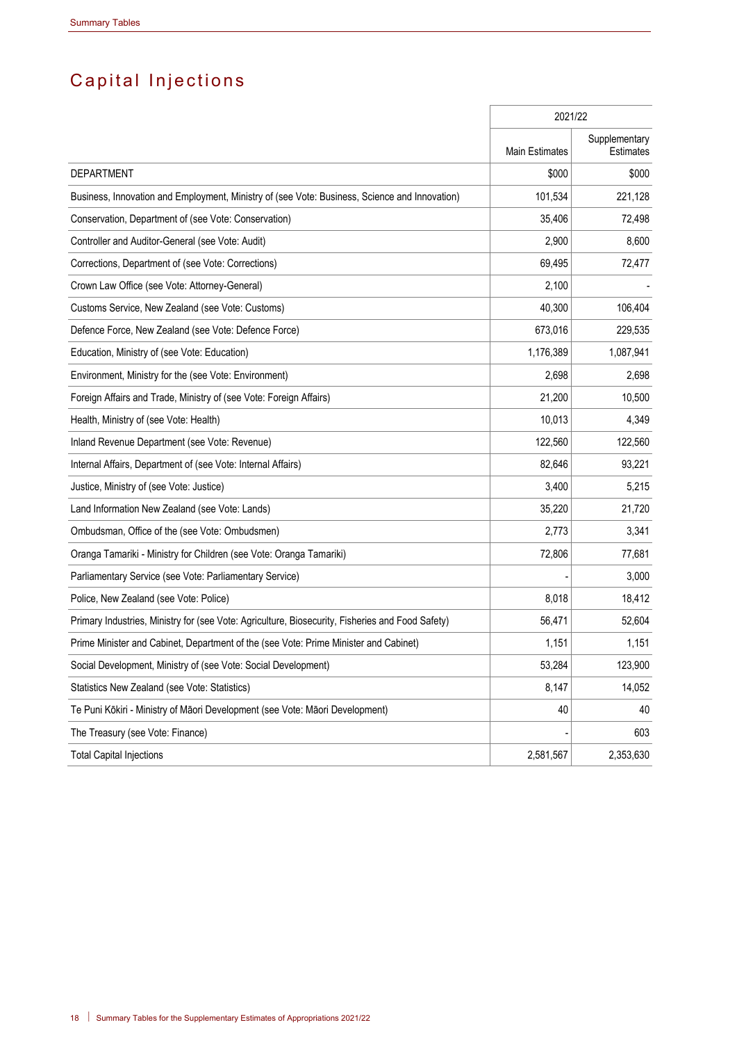# Capital Injections

| | 2021/22 | |
|---|---|---|
| | Main Estimates | Supplementary Estimates |
| DEPARTMENT | $000 | $000 |
| Business, Innovation and Employment, Ministry of (see Vote: Business, Science and Innovation) | 101,534 | 221,128 |
| Conservation, Department of (see Vote: Conservation) | 35,406 | 72,498 |
| Controller and Auditor-General (see Vote: Audit) | 2,900 | 8,600 |
| Corrections, Department of (see Vote: Corrections) | 69,495 | 72,477 |
| Crown Law Office (see Vote: Attorney-General) | 2,100 | - |
| Customs Service, New Zealand (see Vote: Customs) | 40,300 | 106,404 |
| Defence Force, New Zealand (see Vote: Defence Force) | 673,016 | 229,535 |
| Education, Ministry of (see Vote: Education) | 1,176,389 | 1,087,941 |
| Environment, Ministry for the (see Vote: Environment) | 2,698 | 2,698 |
| Foreign Affairs and Trade, Ministry of (see Vote: Foreign Affairs) | 21,200 | 10,500 |
| Health, Ministry of (see Vote: Health) | 10,013 | 4,349 |
| Inland Revenue Department (see Vote: Revenue) | 122,560 | 122,560 |
| Internal Affairs, Department of (see Vote: Internal Affairs) | 82,646 | 93,221 |
| Justice, Ministry of (see Vote: Justice) | 3,400 | 5,215 |
| Land Information New Zealand (see Vote: Lands) | 35,220 | 21,720 |
| Ombudsman, Office of the (see Vote: Ombudsmen) | 2,773 | 3,341 |
| Oranga Tamariki - Ministry for Children (see Vote: Oranga Tamariki) | 72,806 | 77,681 |
| Parliamentary Service (see Vote: Parliamentary Service) | - | 3,000 |
| Police, New Zealand (see Vote: Police) | 8,018 | 18,412 |
| Primary Industries, Ministry for (see Vote: Agriculture, Biosecurity, Fisheries and Food Safety) | 56,471 | 52,604 |
| Prime Minister and Cabinet, Department of the (see Vote: Prime Minister and Cabinet) | 1,151 | 1,151 |
| Social Development, Ministry of (see Vote: Social Development) | 53,284 | 123,900 |
| Statistics New Zealand (see Vote: Statistics) | 8,147 | 14,052 |
| Te Puni Kōkiri - Ministry of Māori Development (see Vote: Māori Development) | 40 | 40 |
| The Treasury (see Vote: Finance) | - | 603 |
| Total Capital Injections | 2,581,567 | 2,353,630 |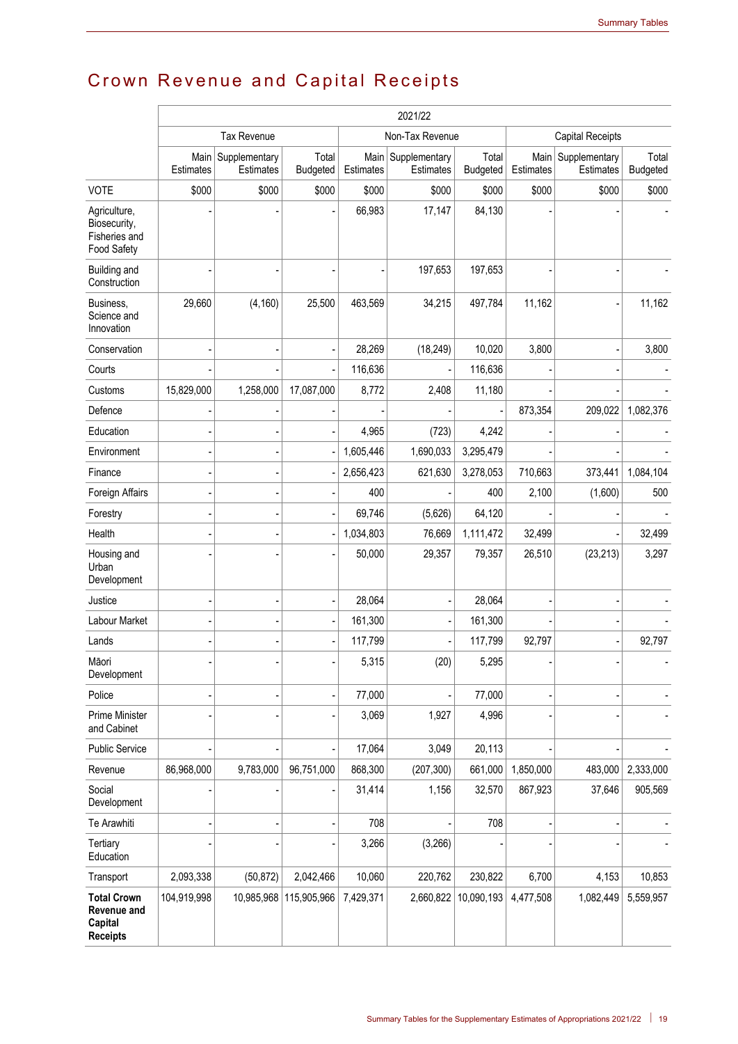# Crown Revenue and Capital Receipts

| | 2021/22 | | | | | | | | |
|---|---|---|---|---|---|---|---|---|---|
| | Tax Revenue | | | Non-Tax Revenue | | | Capital Receipts | | |
| | Main Estimates | Supplementary Estimates | Total Budgeted | Main Estimates | Supplementary Estimates | Total Budgeted | Main Estimates | Supplementary Estimates | Total Budgeted |
| VOTE | $000 | $000 | $000 | $000 | $000 | $000 | $000 | $000 | $000 |
| Agriculture, Biosecurity, Fisheries and Food Safety | - | - | - | 66,983 | 17,147 | 84,130 | - | - | - |
| Building and Construction | - | - | - | - | 197,653 | 197,653 | - | - | - |
| Business, Science and Innovation | 29,660 | (4,160) | 25,500 | 463,569 | 34,215 | 497,784 | 11,162 | - | 11,162 |
| Conservation | - | - | - | 28,269 | (18,249) | 10,020 | 3,800 | - | 3,800 |
| Courts | - | - | - | 116,636 | - | 116,636 | - | - | - |
| Customs | 15,829,000 | 1,258,000 | 17,087,000 | 8,772 | 2,408 | 11,180 | - | - | - |
| Defence | - | - | - | - | - | - | 873,354 | 209,022 | 1,082,376 |
| Education | - | - | - | 4,965 | (723) | 4,242 | - | - | - |
| Environment | - | - | - | 1,605,446 | 1,690,033 | 3,295,479 | - | - | - |
| Finance | - | - | - | 2,656,423 | 621,630 | 3,278,053 | 710,663 | 373,441 | 1,084,104 |
| Foreign Affairs | - | - | - | 400 | - | 400 | 2,100 | (1,600) | 500 |
| Forestry | - | - | - | 69,746 | (5,626) | 64,120 | - | - | - |
| Health | - | - | - | 1,034,803 | 76,669 | 1,111,472 | 32,499 | - | 32,499 |
| Housing and Urban Development | - | - | - | 50,000 | 29,357 | 79,357 | 26,510 | (23,213) | 3,297 |
| Justice | - | - | - | 28,064 | - | 28,064 | - | - | - |
| Labour Market | - | - | - | 161,300 | - | 161,300 | - | - | - |
| Lands | - | - | - | 117,799 | - | 117,799 | 92,797 | - | 92,797 |
| Māori Development | - | - | - | 5,315 | (20) | 5,295 | - | - | - |
| Police | - | - | - | 77,000 | - | 77,000 | - | - | - |
| Prime Minister and Cabinet | - | - | - | 3,069 | 1,927 | 4,996 | - | - | - |
| Public Service | - | - | - | 17,064 | 3,049 | 20,113 | - | - | - |
| Revenue | 86,968,000 | 9,783,000 | 96,751,000 | 868,300 | (207,300) | 661,000 | 1,850,000 | 483,000 | 2,333,000 |
| Social Development | - | - | - | 31,414 | 1,156 | 32,570 | 867,923 | 37,646 | 905,569 |
| Te Arawhiti | - | - | - | 708 | - | 708 | - | - | - |
| Tertiary Education | - | - | - | 3,266 | (3,266) | - | - | - | - |
| Transport | 2,093,338 | (50,872) | 2,042,466 | 10,060 | 220,762 | 230,822 | 6,700 | 4,153 | 10,853 |
| **Total Crown Revenue and Capital Receipts** | 104,919,998 | 10,985,968 | 115,905,966 | 7,429,371 | 2,660,822 | 10,090,193 | 4,477,508 | 1,082,449 | 5,559,957 |